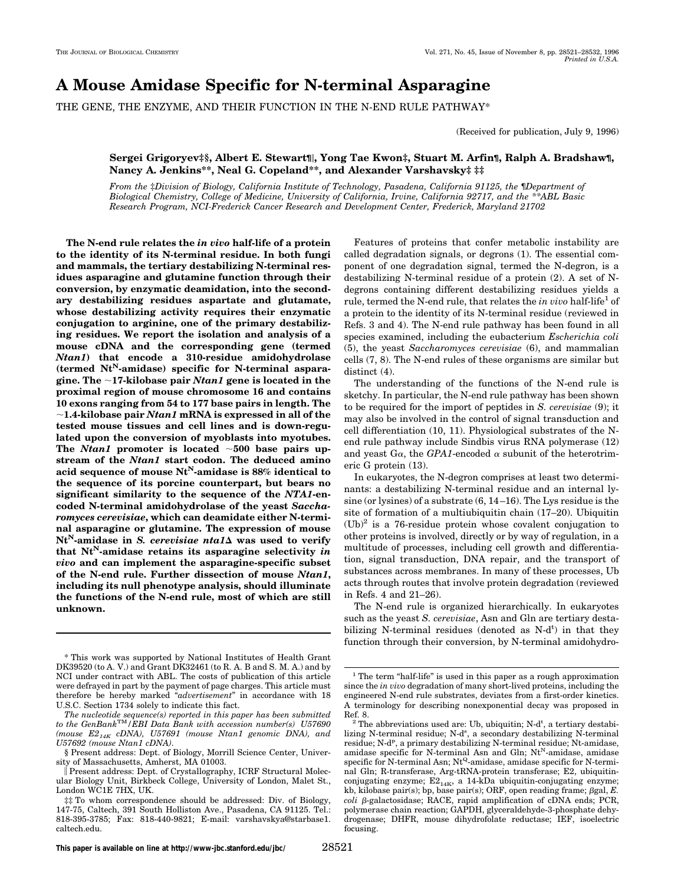# A Mouse Amidase Specific for N-terminal Asparagine

THE GENE, THE ENZYME, AND THEIR FUNCTION IN THE N-END RULE PATHWAY*

(Received for publication, July 9, 1996)

**Sergei Grigoryev‡§, Albert E. Stewart¶‖, Yong Tae Kwon‡, Stuart M. Arfin¶, Ralph A. Bradshaw¶, Nancy A. Jenkins**, Neal G. Copeland**, and Alexander Varshavsky‡ ‡‡**

*From the ‡Division of Biology, California Institute of Technology, Pasadena, California 91125, the ¶Department of Biological Chemistry, College of Medicine, University of California, Irvine, California 92717, and the **ABL Basic Research Program, NCI-Frederick Cancer Research and Development Center, Frederick, Maryland 21702*

**The N-end rule relates the *in vivo* half-life of a protein to the identity of its N-terminal residue. In both fungi and mammals, the tertiary destabilizing N-terminal residues asparagine and glutamine function through their conversion, by enzymatic deamidation, into the secondary destabilizing residues aspartate and glutamate, whose destabilizing activity requires their enzymatic conjugation to arginine, one of the primary destabilizing residues. We report the isolation and analysis of a mouse cDNA and the corresponding gene (termed *Ntan1*) that encode a 310-residue amidohydrolase (termed $Nt^N$-amidase) specific for N-terminal asparagine. The ~17-kilobase pair *Ntan1* gene is located in the proximal region of mouse chromosome 16 and contains 10 exons ranging from 54 to 177 base pairs in length. The ~1.4-kilobase pair *Ntan1* mRNA is expressed in all of the tested mouse tissues and cell lines and is down-regulated upon the conversion of myoblasts into myotubes. The *Ntan1* promoter is located ~500 base pairs upstream of the *Ntan1* start codon. The deduced amino acid sequence of mouse $Nt^N$-amidase is 88% identical to the sequence of its porcine counterpart, but bears no significant similarity to the sequence of the *NTA1*-encoded N-terminal amidohydrolase of the yeast *Saccharomyces cerevisiae*, which can deamidate either N-terminal asparagine or glutamine. The expression of mouse $Nt^N$-amidase in *S. cerevisiae nta1Δ* was used to verify that $Nt^N$-amidase retains its asparagine selectivity *in vivo* and can implement the asparagine-specific subset of the N-end rule. Further dissection of mouse *Ntan1*, including its null phenotype analysis, should illuminate the functions of the N-end rule, most of which are still unknown.**

Features of proteins that confer metabolic instability are called degradation signals, or degrons (1). The essential component of one degradation signal, termed the N-degron, is a destabilizing N-terminal residue of a protein (2). A set of N-degrons containing different destabilizing residues yields a rule, termed the N-end rule, that relates the *in vivo* half-life[1] of a protein to the identity of its N-terminal residue (reviewed in Refs. 3 and 4). The N-end rule pathway has been found in all species examined, including the eubacterium *Escherichia coli* (5), the yeast *Saccharomyces cerevisiae* (6), and mammalian cells (7, 8). The N-end rules of these organisms are similar but distinct (4).

The understanding of the functions of the N-end rule is sketchy. In particular, the N-end rule pathway has been shown to be required for the import of peptides in *S. cerevisiae* (9); it may also be involved in the control of signal transduction and cell differentiation (10, 11). Physiological substrates of the N-end rule pathway include Sindbis virus RNA polymerase (12) and yeast Gα, the *GPA1*-encoded α subunit of the heterotrimeric G protein (13).

In eukaryotes, the N-degron comprises at least two determinants: a destabilizing N-terminal residue and an internal lysine (or lysines) of a substrate (6, 14–16). The Lys residue is the site of formation of a multiubiquitin chain (17–20). Ubiquitin (Ub)[2] is a 76-residue protein whose covalent conjugation to other proteins is involved, directly or by way of regulation, in a multitude of processes, including cell growth and differentiation, signal transduction, DNA repair, and the transport of substances across membranes. In many of these processes, Ub acts through routes that involve protein degradation (reviewed in Refs. 4 and 21–26).

The N-end rule is organized hierarchically. In eukaryotes such as the yeast *S. cerevisiae*, Asn and Gln are tertiary destabilizing N-terminal residues (denoted as $N-d^t$) in that they function through their conversion, by N-terminal amidohydro-

---

* This work was supported by National Institutes of Health Grant DK39520 (to A. V.) and Grant DK32461 (to R. A. B and S. M. A.) and by NCI under contract with ABL. The costs of publication of this article were defrayed in part by the payment of page charges. This article must therefore be hereby marked "*advertisement*" in accordance with 18 U.S.C. Section 1734 solely to indicate this fact.

*The nucleotide sequence(s) reported in this paper has been submitted to the GenBank™/EBI Data Bank with accession number(s) U57690 (mouse $E2_{14K}$ cDNA), U57691 (mouse Ntan1 genomic DNA), and U57692 (mouse Ntan1 cDNA).*

§ Present address: Dept. of Biology, Morrill Science Center, University of Massachusetts, Amherst, MA 01003.

‖ Present address: Dept. of Crystallography, ICRF Structural Molecular Biology Unit, Birkbeck College, University of London, Malet St., London WC1E 7HX, UK.

‡‡ To whom correspondence should be addressed: Div. of Biology, 147-75, Caltech, 391 South Holliston Ave., Pasadena, CA 91125. Tel.: 818-395-3785; Fax: 818-440-9821; E-mail: varshavskya@starbase1.caltech.edu.

[1] The term "half-life" is used in this paper as a rough approximation since the *in vivo* degradation of many short-lived proteins, including the engineered N-end rule substrates, deviates from a first-order kinetics. A terminology for describing nonexponential decay was proposed in Ref. 8.

[2] The abbreviations used are: Ub, ubiquitin; $N-d^t$, a tertiary destabilizing N-terminal residue; $N-d^s$, a secondary destabilizing N-terminal residue; $N-d^p$, a primary destabilizing N-terminal residue; Nt-amidase, amidase specific for N-terminal Asn and Gln; $Nt^N$-amidase, amidase specific for N-terminal Asn; $Nt^Q$-amidase, amidase specific for N-terminal Gln; R-transferase, Arg-tRNA-protein transferase; E2, ubiquitin-conjugating enzyme; $E2_{14K}$, a 14-kDa ubiquitin-conjugating enzyme; kb, kilobase pair(s); bp, base pair(s); ORF, open reading frame; βgal, *E. coli* β-galactosidase; RACE, rapid amplification of cDNA ends; PCR, polymerase chain reaction; GAPDH, glyceraldehyde-3-phosphate dehydrogenase; DHFR, mouse dihydrofolate reductase; IEF, isoelectric focusing.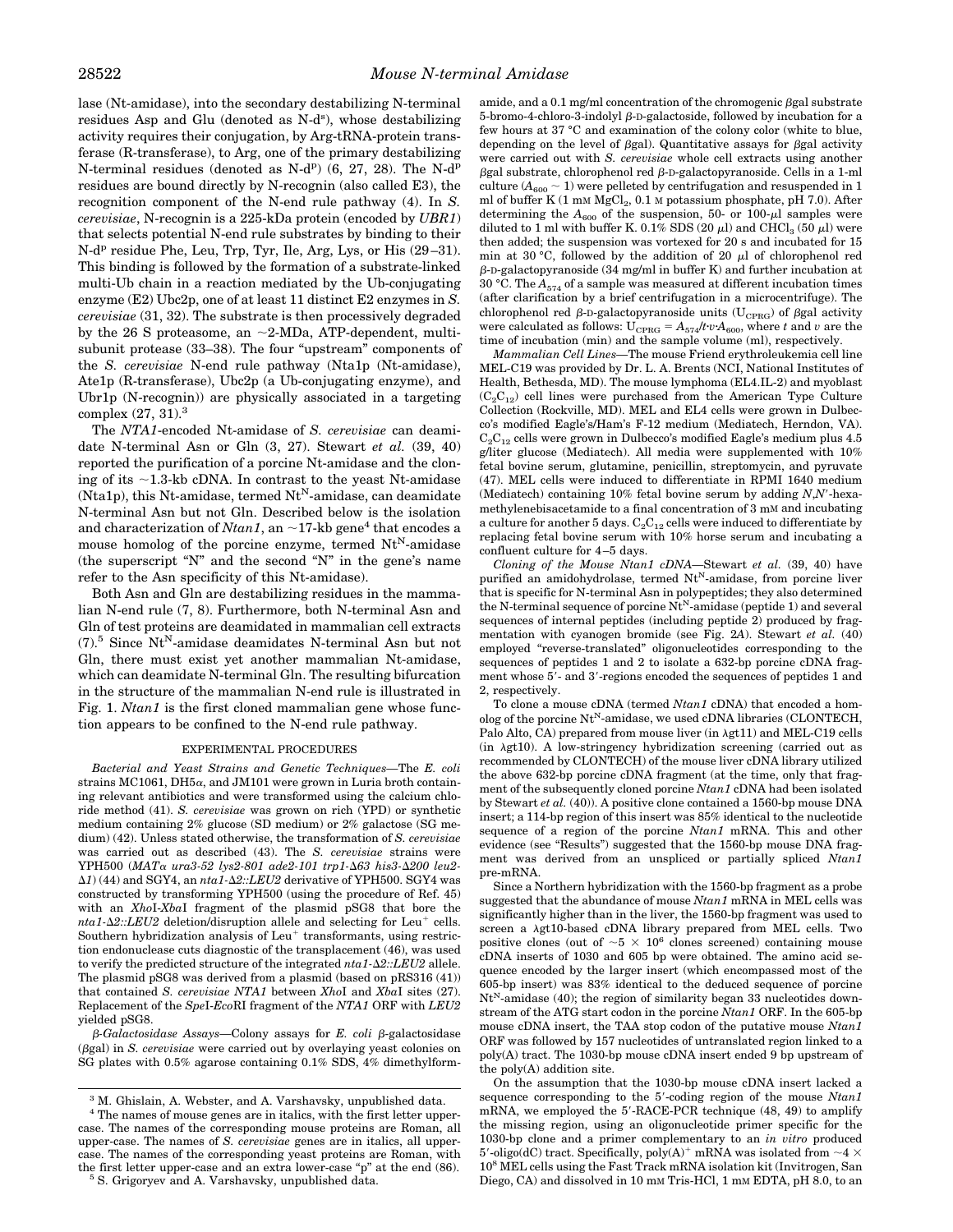lase (Nt-amidase), into the secondary destabilizing N-terminal residues Asp and Glu (denoted as N-d[s]), whose destabilizing activity requires their conjugation, by Arg-tRNA-protein transferase (R-transferase), to Arg, one of the primary destabilizing N-terminal residues (denoted as N-d[p]) (6, 27, 28). The N-d[p] residues are bound directly by N-recognin (also called E3), the recognition component of the N-end rule pathway (4). In *S. cerevisiae*, N-recognin is a 225-kDa protein (encoded by *UBR1*) that selects potential N-end rule substrates by binding to their N-d[p] residue Phe, Leu, Trp, Tyr, Ile, Arg, Lys, or His (29–31). This binding is followed by the formation of a substrate-linked multi-Ub chain in a reaction mediated by the Ub-conjugating enzyme (E2) Ubc2p, one of at least 11 distinct E2 enzymes in *S. cerevisiae* (31, 32). The substrate is then processively degraded by the 26 S proteasome, an ~2-MDa, ATP-dependent, multisubunit protease (33–38). The four "upstream" components of the *S. cerevisiae* N-end rule pathway (Nta1p (Nt-amidase), Ate1p (R-transferase), Ubc2p (a Ub-conjugating enzyme), and Ubr1p (N-recognin)) are physically associated in a targeting complex (27, 31).[3]

The *NTA1*-encoded Nt-amidase of *S. cerevisiae* can deamidate N-terminal Asn or Gln (3, 27). Stewart *et al.* (39, 40) reported the purification of a porcine Nt-amidase and the cloning of its ~1.3-kb cDNA. In contrast to the yeast Nt-amidase (Nta1p), this Nt-amidase, termed Nt[N]-amidase, can deamidate N-terminal Asn but not Gln. Described below is the isolation and characterization of *Ntan1*, an ~17-kb gene[4] that encodes a mouse homolog of the porcine enzyme, termed Nt[N]-amidase (the superscript "N" and the second "N" in the gene's name refer to the Asn specificity of this Nt-amidase).

Both Asn and Gln are destabilizing residues in the mammalian N-end rule (7, 8). Furthermore, both N-terminal Asn and Gln of test proteins are deamidated in mammalian cell extracts (7).[5] Since Nt[N]-amidase deamidates N-terminal Asn but not Gln, there must exist yet another mammalian Nt-amidase, which can deamidate N-terminal Gln. The resulting bifurcation in the structure of the mammalian N-end rule is illustrated in Fig. 1. *Ntan1* is the first cloned mammalian gene whose function appears to be confined to the N-end rule pathway.

## EXPERIMENTAL PROCEDURES

*Bacterial and Yeast Strains and Genetic Techniques*—The *E. coli* strains MC1061, DH5α, and JM101 were grown in Luria broth containing relevant antibiotics and were transformed using the calcium chloride method (41). *S. cerevisiae* was grown on rich (YPD) or synthetic medium containing 2% glucose (SD medium) or 2% galactose (SG medium) (42). Unless stated otherwise, the transformation of *S. cerevisiae* was carried out as described (43). The *S. cerevisiae* strains were YPH500 (*MATα ura3-52 lys2-801 ade2-101 trp1-Δ63 his3-Δ200 leu2-Δ1*) (44) and SGY4, an *nta1-Δ2::LEU2* derivative of YPH500. SGY4 was constructed by transforming YPH500 (using the procedure of Ref. 45) with an *Xho*I-*Xba*I fragment of the plasmid pSG8 that bore the *nta1-Δ2::LEU2* deletion/disruption allele and selecting for Leu[+] cells. Southern hybridization analysis of Leu[+] transformants, using restriction endonuclease cuts diagnostic of the transplacement (46), was used to verify the predicted structure of the integrated *nta1-Δ2::LEU2* allele. The plasmid pSG8 was derived from a plasmid (based on pRS316 (41)) that contained *S. cerevisiae NTA1* between *Xho*I and *Xba*I sites (27). Replacement of the *Spe*I-*Eco*RI fragment of the *NTA1* ORF with *LEU2* yielded pSG8.

*β-Galactosidase Assays*—Colony assays for *E. coli* β-galactosidase (βgal) in *S. cerevisiae* were carried out by overlaying yeast colonies on SG plates with 0.5% agarose containing 0.1% SDS, 4% dimethylformamide, and a 0.1 mg/ml concentration of the chromogenic βgal substrate 5-bromo-4-chloro-3-indolyl β-D-galactoside, followed by incubation for a few hours at 37 °C and examination of the colony color (white to blue, depending on the level of βgal). Quantitative assays for βgal activity were carried out with *S. cerevisiae* whole cell extracts using another βgal substrate, chlorophenol red β-D-galactopyranoside. Cells in a 1-ml culture ($A_{600}$ ~ 1) were pelleted by centrifugation and resuspended in 1 ml of buffer K (1 mM $MgCl_2$, 0.1 M potassium phosphate, pH 7.0). After determining the $A_{600}$ of the suspension, 50- or 100-μl samples were diluted to 1 ml with buffer K. 0.1% SDS (20 μl) and $CHCl_3$ (50 μl) were then added; the suspension was vortexed for 20 s and incubated for 15 min at 30 °C, followed by the addition of 20 μl of chlorophenol red β-D-galactopyranoside (34 mg/ml in buffer K) and further incubation at 30 °C. The $A_{574}$ of a sample was measured at different incubation times (after clarification by a brief centrifugation in a microcentrifuge). The chlorophenol red β-D-galactopyranoside units ($U_{CPRG}$) of βgal activity were calculated as follows: $U_{CPRG} = A_{574}/t{\cdot}v{\cdot}A_{600}$, where $t$ and $v$ are the time of incubation (min) and the sample volume (ml), respectively.

*Mammalian Cell Lines*—The mouse Friend erythroleukemia cell line MEL-C19 was provided by Dr. L. A. Brents (NCI, National Institutes of Health, Bethesda, MD). The mouse lymphoma (EL4.IL-2) and myoblast ($C_2C_{12}$) cell lines were purchased from the American Type Culture Collection (Rockville, MD). MEL and EL4 cells were grown in Dulbecco's modified Eagle's/Ham's F-12 medium (Mediatech, Herndon, VA). $C_2C_{12}$ cells were grown in Dulbecco's modified Eagle's medium plus 4.5 g/liter glucose (Mediatech). All media were supplemented with 10% fetal bovine serum, glutamine, penicillin, streptomycin, and pyruvate (47). MEL cells were induced to differentiate in RPMI 1640 medium (Mediatech) containing 10% fetal bovine serum by adding *N,N'*-hexamethylenebisacetamide to a final concentration of 3 mM and incubating a culture for another 5 days. $C_2C_{12}$ cells were induced to differentiate by replacing fetal bovine serum with 10% horse serum and incubating a confluent culture for 4–5 days.

*Cloning of the Mouse Ntan1 cDNA*—Stewart *et al.* (39, 40) have purified an amidohydrolase, termed Nt[N]-amidase, from porcine liver that is specific for N-terminal Asn in polypeptides; they also determined the N-terminal sequence of porcine Nt[N]-amidase (peptide 1) and several sequences of internal peptides (including peptide 2) produced by fragmentation with cyanogen bromide (see Fig. 2*A*). Stewart *et al.* (40) employed "reverse-translated" oligonucleotides corresponding to the sequences of peptides 1 and 2 to isolate a 632-bp porcine cDNA fragment whose 5'- and 3'-regions encoded the sequences of peptides 1 and 2, respectively.

To clone a mouse cDNA (termed *Ntan1* cDNA) that encoded a homolog of the porcine Nt[N]-amidase, we used cDNA libraries (CLONTECH, Palo Alto, CA) prepared from mouse liver (in λgt11) and MEL-C19 cells (in λgt10). A low-stringency hybridization screening (carried out as recommended by CLONTECH) of the mouse liver cDNA library utilized the above 632-bp porcine cDNA fragment (at the time, only that fragment of the subsequently cloned porcine *Ntan1* cDNA had been isolated by Stewart *et al.* (40)). A positive clone contained a 1560-bp mouse DNA insert; a 114-bp region of this insert was 85% identical to the nucleotide sequence of a region of the porcine *Ntan1* mRNA. This and other evidence (see "Results") suggested that the 1560-bp mouse DNA fragment was derived from an unspliced or partially spliced *Ntan1* pre-mRNA.

Since a Northern hybridization with the 1560-bp fragment as a probe suggested that the abundance of mouse *Ntan1* mRNA in MEL cells was significantly higher than in the liver, the 1560-bp fragment was used to screen a λgt10-based cDNA library prepared from MEL cells. Two positive clones (out of ~5 × 10[6] clones screened) containing mouse cDNA inserts of 1030 and 605 bp were obtained. The amino acid sequence encoded by the larger insert (which encompassed most of the 605-bp insert) was 83% identical to the deduced sequence of porcine Nt[N]-amidase (40); the region of similarity began 33 nucleotides downstream of the ATG start codon in the porcine *Ntan1* ORF. In the 605-bp mouse cDNA insert, the TAA stop codon of the putative mouse *Ntan1* ORF was followed by 157 nucleotides of untranslated region linked to a poly(A) tract. The 1030-bp mouse cDNA insert ended 9 bp upstream of the poly(A) addition site.

On the assumption that the 1030-bp mouse cDNA insert lacked a sequence corresponding to the 5'-coding region of the mouse *Ntan1* mRNA, we employed the 5'-RACE-PCR technique (48, 49) to amplify the missing region, using an oligonucleotide primer specific for the 1030-bp clone and a primer complementary to an *in vitro* produced 5'-oligo(dC) tract. Specifically, poly(A)[+] mRNA was isolated from ~4 × 10[8] MEL cells using the Fast Track mRNA isolation kit (Invitrogen, San Diego, CA) and dissolved in 10 mM Tris-HCl, 1 mM EDTA, pH 8.0, to an

---

[3] M. Ghislain, A. Webster, and A. Varshavsky, unpublished data.

[4] The names of mouse genes are in italics, with the first letter uppercase. The names of the corresponding mouse proteins are Roman, all upper-case. The names of *S. cerevisiae* genes are in italics, all uppercase. The names of the corresponding yeast proteins are Roman, with the first letter upper-case and an extra lower-case "p" at the end (86).

[5] S. Grigoryev and A. Varshavsky, unpublished data.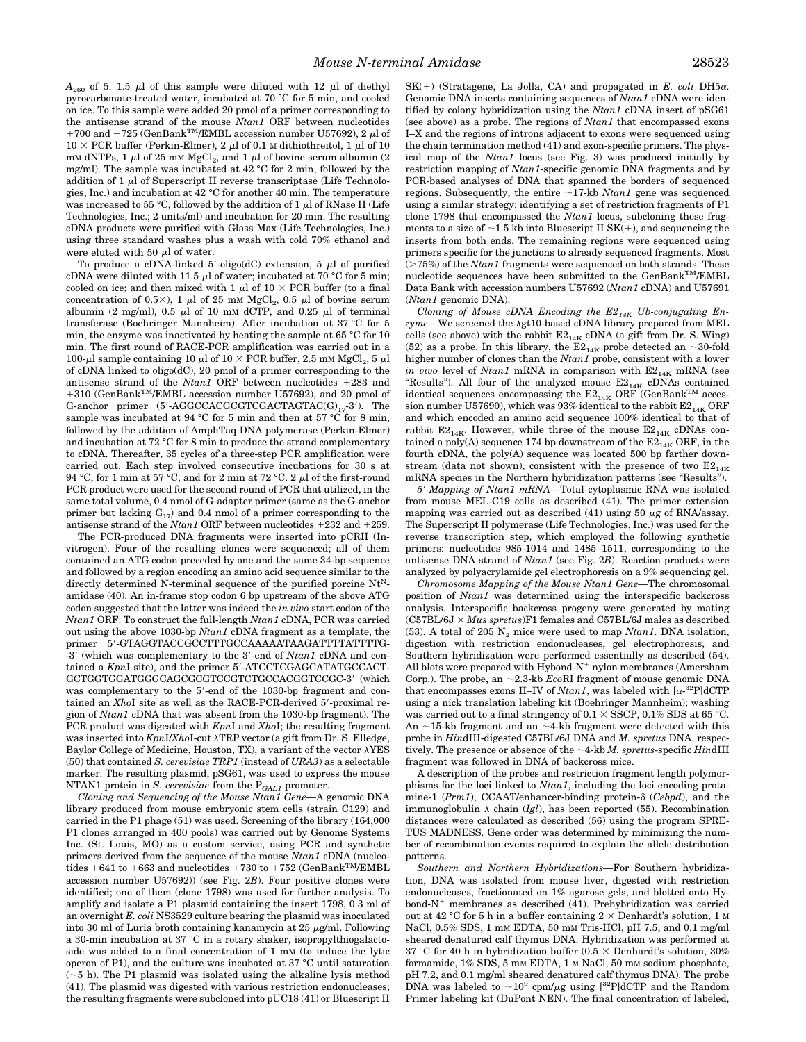$A_{260}$ of 5. 1.5 μl of this sample were diluted with 12 μl of diethyl pyrocarbonate-treated water, incubated at 70 °C for 5 min, and cooled on ice. To this sample were added 20 pmol of a primer corresponding to the antisense strand of the mouse *Ntan1* ORF between nucleotides +700 and +725 (GenBank™/EMBL accession number U57692), 2 μl of 10 × PCR buffer (Perkin-Elmer), 2 μl of 0.1 M dithiothreitol, 1 μl of 10 mM dNTPs, 1 μl of 25 mM $MgCl_2$, and 1 μl of bovine serum albumin (2 mg/ml). The sample was incubated at 42 °C for 2 min, followed by the addition of 1 μl of Superscript II reverse transcriptase (Life Technologies, Inc.) and incubation at 42 °C for another 40 min. The temperature was increased to 55 °C, followed by the addition of 1 μl of RNase H (Life Technologies, Inc.; 2 units/ml) and incubation for 20 min. The resulting cDNA products were purified with Glass Max (Life Technologies, Inc.) using three standard washes plus a wash with cold 70% ethanol and were eluted with 50 μl of water.

To produce a cDNA-linked 5′-oligo(dC) extension, 5 μl of purified cDNA were diluted with 11.5 μl of water; incubated at 70 °C for 5 min; cooled on ice; and then mixed with 1 μl of 10 × PCR buffer (to a final concentration of 0.5×), 1 μl of 25 mM $MgCl_2$, 0.5 μl of bovine serum albumin (2 mg/ml), 0.5 μl of 10 mM dCTP, and 0.25 μl of terminal transferase (Boehringer Mannheim). After incubation at 37 °C for 5 min, the enzyme was inactivated by heating the sample at 65 °C for 10 min. The first round of RACE-PCR amplification was carried out in a 100-μl sample containing 10 μl of 10 × PCR buffer, 2.5 mM $MgCl_2$, 5 μl of cDNA linked to oligo(dC), 20 pmol of a primer corresponding to the antisense strand of the *Ntan1* ORF between nucleotides +283 and +310 (GenBank™/EMBL accession number U57692), and 20 pmol of G-anchor primer (5′-AGGCCACGCGTCGACTAGTAC$(G)_{17}$-3′). The sample was incubated at 94 °C for 5 min and then at 57 °C for 8 min, followed by the addition of AmpliTaq DNA polymerase (Perkin-Elmer) and incubation at 72 °C for 8 min to produce the strand complementary to cDNA. Thereafter, 35 cycles of a three-step PCR amplification were carried out. Each step involved consecutive incubations for 30 s at 94 °C, for 1 min at 57 °C, and for 2 min at 72 °C. 2 μl of the first-round PCR product were used for the second round of PCR that utilized, in the same total volume, 0.4 nmol of G-adapter primer (same as the G-anchor primer but lacking $G_{17}$) and 0.4 nmol of a primer corresponding to the antisense strand of the *Ntan1* ORF between nucleotides +232 and +259.

The PCR-produced DNA fragments were inserted into pCRII (Invitrogen). Four of the resulting clones were sequenced; all of them contained an ATG codon preceded by one and the same 34-bp sequence and followed by a region encoding an amino acid sequence similar to the directly determined N-terminal sequence of the purified porcine $Nt^N$-amidase (40). An in-frame stop codon 6 bp upstream of the above ATG codon suggested that the latter was indeed the *in vivo* start codon of the *Ntan1* ORF. To construct the full-length *Ntan1* cDNA, PCR was carried out using the above 1030-bp *Ntan1* cDNA fragment as a template, the primer 5′-GTAGGTACCGCCTTTGCCAAAAATAAGATTTTATTTTG-3′ (which was complementary to the 3′-end of *Ntan1* cDNA and contained a *Kpn*I site), and the primer 5′-ATCCTCGAGCATATGCCACT-GCTGGTGGATGGGCAGCGCGTCCGTCTGCCACGGTCCGC-3′ (which was complementary to the 5′-end of the 1030-bp fragment and contained an *Xho*I site as well as the RACE-PCR-derived 5′-proximal region of *Ntan1* cDNA that was absent from the 1030-bp fragment). The PCR product was digested with *Kpn*I and *Xho*I; the resulting fragment was inserted into *Kpn*I/*Xho*I-cut λTRP vector (a gift from Dr. S. Elledge, Baylor College of Medicine, Houston, TX), a variant of the vector λYES (50) that contained *S. cerevisiae TRP1* (instead of *URA3*) as a selectable marker. The resulting plasmid, pSG61, was used to express the mouse NTAN1 protein in *S. cerevisiae* from the $P_{GAL1}$ promoter.

*Cloning and Sequencing of the Mouse Ntan1 Gene*—A genomic DNA library produced from mouse embryonic stem cells (strain C129) and carried in the P1 phage (51) was used. Screening of the library (164,000 P1 clones arranged in 400 pools) was carried out by Genome Systems Inc. (St. Louis, MO) as a custom service, using PCR and synthetic primers derived from the sequence of the mouse *Ntan1* cDNA (nucleotides +641 to +663 and nucleotides +730 to +752 (GenBank™/EMBL accession number U57692)) (see Fig. 2*B*). Four positive clones were identified; one of them (clone 1798) was used for further analysis. To amplify and isolate a P1 plasmid containing the insert 1798, 0.3 ml of an overnight *E. coli* NS3529 culture bearing the plasmid was inoculated into 30 ml of Luria broth containing kanamycin at 25 μg/ml. Following a 30-min incubation at 37 °C in a rotary shaker, isopropylthiogalactoside was added to a final concentration of 1 mM (to induce the lytic operon of P1), and the culture was incubated at 37 °C until saturation (~5 h). The P1 plasmid was isolated using the alkaline lysis method (41). The plasmid was digested with various restriction endonucleases; the resulting fragments were subcloned into pUC18 (41) or Bluescript II SK(+) (Stratagene, La Jolla, CA) and propagated in *E. coli* DH5α. Genomic DNA inserts containing sequences of *Ntan1* cDNA were identified by colony hybridization using the *Ntan1* cDNA insert of pSG61 (see above) as a probe. The regions of *Ntan1* that encompassed exons I–X and the regions of introns adjacent to exons were sequenced using the chain termination method (41) and exon-specific primers. The physical map of the *Ntan1* locus (see Fig. 3) was produced initially by restriction mapping of *Ntan1*-specific genomic DNA fragments and by PCR-based analyses of DNA that spanned the borders of sequenced regions. Subsequently, the entire ~17-kb *Ntan1* gene was sequenced using a similar strategy: identifying a set of restriction fragments of P1 clone 1798 that encompassed the *Ntan1* locus, subcloning these fragments to a size of ~1.5 kb into Bluescript II SK(+), and sequencing the inserts from both ends. The remaining regions were sequenced using primers specific for the junctions to already sequenced fragments. Most (>75%) of the *Ntan1* fragments were sequenced on both strands. These nucleotide sequences have been submitted to the GenBank™/EMBL Data Bank with accession numbers U57692 (*Ntan1* cDNA) and U57691 (*Ntan1* genomic DNA).

*Cloning of Mouse cDNA Encoding the $E2_{14K}$ Ub-conjugating Enzyme*—We screened the λgt10-based cDNA library prepared from MEL cells (see above) with the rabbit $E2_{14K}$ cDNA (a gift from Dr. S. Wing) (52) as a probe. In this library, the $E2_{14K}$ probe detected an ~30-fold higher number of clones than the *Ntan1* probe, consistent with a lower *in vivo* level of *Ntan1* mRNA in comparison with $E2_{14K}$ mRNA (see "Results"). All four of the analyzed mouse $E2_{14K}$ cDNAs contained identical sequences encompassing the $E2_{14K}$ ORF (GenBank™ accession number U57690), which was 93% identical to the rabbit $E2_{14K}$ ORF and which encoded an amino acid sequence 100% identical to that of rabbit $E2_{14K}$. However, while three of the mouse $E2_{14K}$ cDNAs contained a poly(A) sequence 174 bp downstream of the $E2_{14K}$ ORF, in the fourth cDNA, the poly(A) sequence was located 500 bp farther downstream (data not shown), consistent with the presence of two $E2_{14K}$ mRNA species in the Northern hybridization patterns (see "Results").

*5′-Mapping of Ntan1 mRNA*—Total cytoplasmic RNA was isolated from mouse MEL-C19 cells as described (41). The primer extension mapping was carried out as described (41) using 50 μg of RNA/assay. The Superscript II polymerase (Life Technologies, Inc.) was used for the reverse transcription step, which employed the following synthetic primers: nucleotides 985-1014 and 1485–1511, corresponding to the antisense DNA strand of *Ntan1* (see Fig. 2*B*). Reaction products were analyzed by polyacrylamide gel electrophoresis on a 9% sequencing gel.

*Chromosome Mapping of the Mouse Ntan1 Gene*—The chromosomal position of *Ntan1* was determined using the interspecific backcross analysis. Interspecific backcross progeny were generated by mating (C57BL/6J × *Mus spretus*)F1 females and C57BL/6J males as described (53). A total of 205 $N_2$ mice were used to map *Ntan1*. DNA isolation, digestion with restriction endonucleases, gel electrophoresis, and Southern hybridization were performed essentially as described (54). All blots were prepared with Hybond-$N^+$ nylon membranes (Amersham Corp.). The probe, an ~2.3-kb *Eco*RI fragment of mouse genomic DNA that encompasses exons II–IV of *Ntan1*, was labeled with [α-$^{32}$P]dCTP using a nick translation labeling kit (Boehringer Mannheim); washing was carried out to a final stringency of 0.1 × SSCP, 0.1% SDS at 65 °C. An ~15-kb fragment and an ~4-kb fragment were detected with this probe in *Hin*dIII-digested C57BL/6J DNA and *M. spretus* DNA, respectively. The presence or absence of the ~4-kb *M. spretus*-specific *Hin*dIII fragment was followed in DNA of backcross mice.

A description of the probes and restriction fragment length polymorphisms for the loci linked to *Ntan1*, including the loci encoding protamine-1 (*Prm1*), CCAAT/enhancer-binding protein-δ (*Cebpd*), and the immunoglobulin λ chain (*Igl*), has been reported (55). Recombination distances were calculated as described (56) using the program SPRETUS MADNESS. Gene order was determined by minimizing the number of recombination events required to explain the allele distribution patterns.

*Southern and Northern Hybridizations*—For Southern hybridization, DNA was isolated from mouse liver, digested with restriction endonucleases, fractionated on 1% agarose gels, and blotted onto Hybond-$N^+$ membranes as described (41). Prehybridization was carried out at 42 °C for 5 h in a buffer containing 2 × Denhardt's solution, 1 M NaCl, 0.5% SDS, 1 mM EDTA, 50 mM Tris-HCl, pH 7.5, and 0.1 mg/ml sheared denatured calf thymus DNA. Hybridization was performed at 37 °C for 40 h in hybridization buffer (0.5 × Denhardt's solution, 30% formamide, 1% SDS, 5 mM EDTA, 1 M NaCl, 50 mM sodium phosphate, pH 7.2, and 0.1 mg/ml sheared denatured calf thymus DNA). The probe DNA was labeled to ~$10^9$ cpm/μg using [$^{32}$P]dCTP and the Random Primer labeling kit (DuPont NEN). The final concentration of labeled,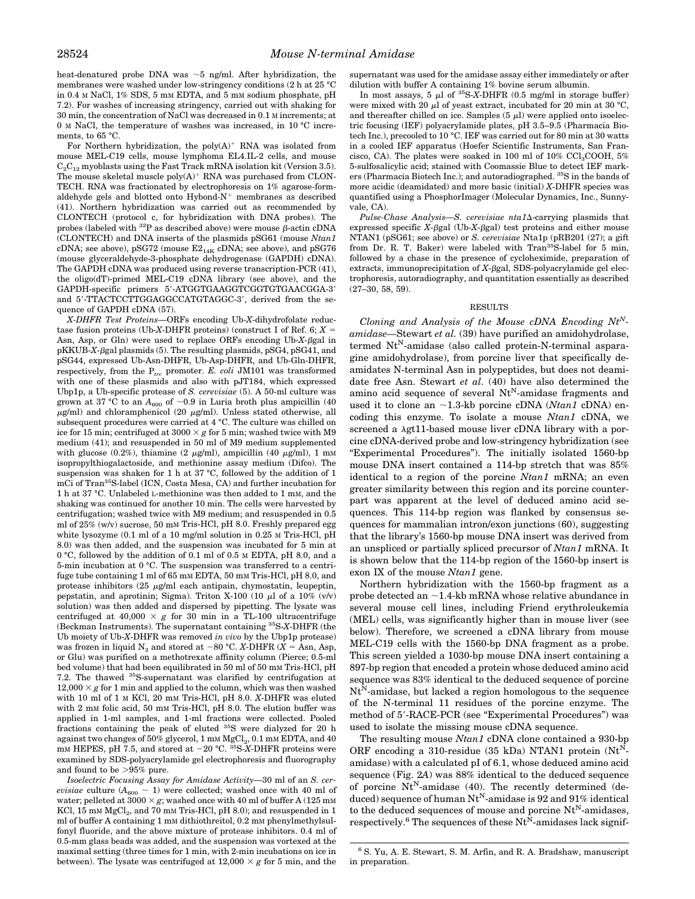heat-denatured probe DNA was ~5 ng/ml. After hybridization, the membranes were washed under low-stringency conditions (2 h at 25 °C in 0.4 M NaCl, 1% SDS, 5 mM EDTA, and 5 mM sodium phosphate, pH 7.2). For washes of increasing stringency, carried out with shaking for 30 min, the concentration of NaCl was decreased in 0.1 M increments; at 0 M NaCl, the temperature of washes was increased, in 10 °C increments, to 65 °C.

For Northern hybridization, the poly(A)$^+$ RNA was isolated from mouse MEL-C19 cells, mouse lymphoma EL4.IL-2 cells, and mouse $C_2C_{12}$ myoblasts using the Fast Track mRNA isolation kit (Version 3.5). The mouse skeletal muscle poly(A)$^+$ RNA was purchased from CLONTECH. RNA was fractionated by electrophoresis on 1% agarose-formaldehyde gels and blotted onto Hybond-N$^+$ membranes as described (41). Northern hybridization was carried out as recommended by CLONTECH (protocol c, for hybridization with DNA probes). The probes (labeled with $^{32}$P as described above) were mouse β-actin cDNA (CLONTECH) and DNA inserts of the plasmids pSG61 (mouse *Ntan1* cDNA; see above), pSG72 (mouse $E2_{14K}$ cDNA; see above), and pSG76 (mouse glyceraldehyde-3-phosphate dehydrogenase (GAPDH) cDNA). The GAPDH cDNA was produced using reverse transcription-PCR (41), the oligo(dT)-primed MEL-C19 cDNA library (see above), and the GAPDH-specific primers 5′-ATGGTGAAGGTCGGTGTGAACGGA-3′ and 5′-TTACTCCTTGGAGGCCATGTAGGC-3′, derived from the sequence of GAPDH cDNA (57).

*X-DHFR Test Proteins*—ORFs encoding Ub-*X*-dihydrofolate reductase fusion proteins (Ub-*X*-DHFR proteins) (construct I of Ref. 6; *X* = Asn, Asp, or Gln) were used to replace ORFs encoding Ub-*X*-βgal in pKKUB-*X*-βgal plasmids (5). The resulting plasmids, pSG4, pSG41, and pSG44, expressed Ub-Asn-DHFR, Ub-Asp-DHFR, and Ub-Gln-DHFR, respectively, from the $P_{trc}$ promoter. *E. coli* JM101 was transformed with one of these plasmids and also with pJT184, which expressed Ubp1p, a Ub-specific protease of *S. cerevisiae* (5). A 50-ml culture was grown at 37 °C to an $A_{600}$ of ~0.9 in Luria broth plus ampicillin (40 μg/ml) and chloramphenicol (20 μg/ml). Unless stated otherwise, all subsequent procedures were carried at 4 °C. The culture was chilled on ice for 15 min; centrifuged at 3000 × *g* for 5 min; washed twice with M9 medium (41); and resuspended in 50 ml of M9 medium supplemented with glucose (0.2%), thiamine (2 μg/ml), ampicillin (40 μg/ml), 1 mM isopropylthiogalactoside, and methionine assay medium (Difco). The suspension was shaken for 1 h at 37 °C, followed by the addition of 1 mCi of Tran$^{35}$S-label (ICN, Costa Mesa, CA) and further incubation for 1 h at 37 °C. Unlabeled L-methionine was then added to 1 mM, and the shaking was continued for another 10 min. The cells were harvested by centrifugation; washed twice with M9 medium; and resuspended in 0.5 ml of 25% (w/v) sucrose, 50 mM Tris-HCl, pH 8.0. Freshly prepared egg white lysozyme (0.1 ml of a 10 mg/ml solution in 0.25 M Tris-HCl, pH 8.0) was then added, and the suspension was incubated for 5 min at 0 °C, followed by the addition of 0.1 ml of 0.5 M EDTA, pH 8.0, and a 5-min incubation at 0 °C. The suspension was transferred to a centrifuge tube containing 1 ml of 65 mM EDTA, 50 mM Tris-HCl, pH 8.0, and protease inhibitors (25 μg/ml each antipain, chymostatin, leupeptin, pepstatin, and aprotinin; Sigma). Triton X-100 (10 μl of a 10% (v/v) solution) was then added and dispersed by pipetting. The lysate was centrifuged at 40,000 × *g* for 30 min in a TL-100 ultracentrifuge (Beckman Instruments). The supernatant containing $^{35}$S-*X*-DHFR (the Ub moiety of Ub-*X*-DHFR was removed *in vivo* by the Ubp1p protease) was frozen in liquid $N_2$ and stored at −80 °C. *X*-DHFR (*X* = Asn, Asp, or Glu) was purified on a methotrexate affinity column (Pierce; 0.5-ml bed volume) that had been equilibrated in 50 ml of 50 mM Tris-HCl, pH 7.2. The thawed $^{35}$S-supernatant was clarified by centrifugation at 12,000 × *g* for 1 min and applied to the column, which was then washed with 10 ml of 1 M KCl, 20 mM Tris-HCl, pH 8.0. *X*-DHFR was eluted with 2 mM folic acid, 50 mM Tris-HCl, pH 8.0. The elution buffer was applied in 1-ml samples, and 1-ml fractions were collected. Pooled fractions containing the peak of eluted $^{35}$S were dialyzed for 20 h against two changes of 50% glycerol, 1 mM $MgCl_2$, 0.1 mM EDTA, and 40 mM HEPES, pH 7.5, and stored at −20 °C. $^{35}$S-*X*-DHFR proteins were examined by SDS-polyacrylamide gel electrophoresis and fluorography and found to be >95% pure.

*Isoelectric Focusing Assay for Amidase Activity*—30 ml of an *S. cerevisiae* culture ($A_{600}$ ~ 1) were collected; washed once with 40 ml of water; pelleted at 3000 × *g*; washed once with 40 ml of buffer A (125 mM KCl, 15 mM $MgCl_2$, and 70 mM Tris-HCl, pH 8.0); and resuspended in 1 ml of buffer A containing 1 mM dithiothreitol, 0.2 mM phenylmethylsulfonyl fluoride, and the above mixture of protease inhibitors. 0.4 ml of 0.5-mm glass beads was added, and the suspension was vortexed at the maximal setting (three times for 1 min, with 2-min incubations on ice in between). The lysate was centrifuged at 12,000 × *g* for 5 min, and the supernatant was used for the amidase assay either immediately or after dilution with buffer A containing 1% bovine serum albumin.

In most assays, 5 μl of $^{35}$S-*X*-DHFR (0.5 mg/ml in storage buffer) were mixed with 20 μl of yeast extract, incubated for 20 min at 30 °C, and thereafter chilled on ice. Samples (5 μl) were applied onto isoelectric focusing (IEF) polyacrylamide plates, pH 3.5–9.5 (Pharmacia Biotech Inc.), precooled to 10 °C. IEF was carried out for 80 min at 30 watts in a cooled IEF apparatus (Hoefer Scientific Instruments, San Francisco, CA). The plates were soaked in 100 ml of 10% $CCl_3COOH$, 5% 5-sulfosalicylic acid; stained with Coomassie Blue to detect IEF markers (Pharmacia Biotech Inc.); and autoradiographed. $^{35}$S in the bands of more acidic (deamidated) and more basic (initial) *X*-DHFR species was quantified using a PhosphorImager (Molecular Dynamics, Inc., Sunnyvale, CA).

*Pulse-Chase Analysis*—*S. cerevisiae nta1Δ*-carrying plasmids that expressed specific *X*-βgal (Ub-*X*-βgal) test proteins and either mouse NTAN1 (pSG61; see above) or *S. cerevisiae* Nta1p (pRB201 (27); a gift from Dr. R. T. Baker) were labeled with Tran$^{35}$S-label for 5 min, followed by a chase in the presence of cycloheximide, preparation of extracts, immunoprecipitation of *X*-βgal, SDS-polyacrylamide gel electrophoresis, autoradiography, and quantitation essentially as described (27–30, 58, 59).

## RESULTS

*Cloning and Analysis of the Mouse cDNA Encoding Nt$^N$-amidase*—Stewart *et al.* (39) have purified an amidohydrolase, termed Nt$^N$-amidase (also called protein-N-terminal asparagine amidohydrolase), from porcine liver that specifically deamidates N-terminal Asn in polypeptides, but does not deamidate free Asn. Stewart *et al.* (40) have also determined the amino acid sequence of several Nt$^N$-amidase fragments and used it to clone an ~1.3-kb porcine cDNA (*Ntan1* cDNA) encoding this enzyme. To isolate a mouse *Ntan1* cDNA, we screened a λgt11-based mouse liver cDNA library with a porcine cDNA-derived probe and low-stringency hybridization (see "Experimental Procedures"). The initially isolated 1560-bp mouse DNA insert contained a 114-bp stretch that was 85% identical to a region of the porcine *Ntan1* mRNA; an even greater similarity between this region and its porcine counterpart was apparent at the level of deduced amino acid sequences. This 114-bp region was flanked by consensus sequences for mammalian intron/exon junctions (60), suggesting that the library's 1560-bp mouse DNA insert was derived from an unspliced or partially spliced precursor of *Ntan1* mRNA. It is shown below that the 114-bp region of the 1560-bp insert is exon IX of the mouse *Ntan1* gene.

Northern hybridization with the 1560-bp fragment as a probe detected an ~1.4-kb mRNA whose relative abundance in several mouse cell lines, including Friend erythroleukemia (MEL) cells, was significantly higher than in mouse liver (see below). Therefore, we screened a cDNA library from mouse MEL-C19 cells with the 1560-bp DNA fragment as a probe. This screen yielded a 1030-bp mouse DNA insert containing a 897-bp region that encoded a protein whose deduced amino acid sequence was 83% identical to the deduced sequence of porcine Nt$^N$-amidase, but lacked a region homologous to the sequence of the N-terminal 11 residues of the porcine enzyme. The method of 5′-RACE-PCR (see "Experimental Procedures") was used to isolate the missing mouse cDNA sequence.

The resulting mouse *Ntan1* cDNA clone contained a 930-bp ORF encoding a 310-residue (35 kDa) NTAN1 protein (Nt$^N$-amidase) with a calculated pI of 6.1, whose deduced amino acid sequence (Fig. 2*A*) was 88% identical to the deduced sequence of porcine Nt$^N$-amidase (40). The recently determined (deduced) sequence of human Nt$^N$-amidase is 92 and 91% identical to the deduced sequences of mouse and porcine Nt$^N$-amidases, respectively.[6] The sequences of these Nt$^N$-amidases lack signif-

[6] S. Yu, A. E. Stewart, S. M. Arfin, and R. A. Bradshaw, manuscript in preparation.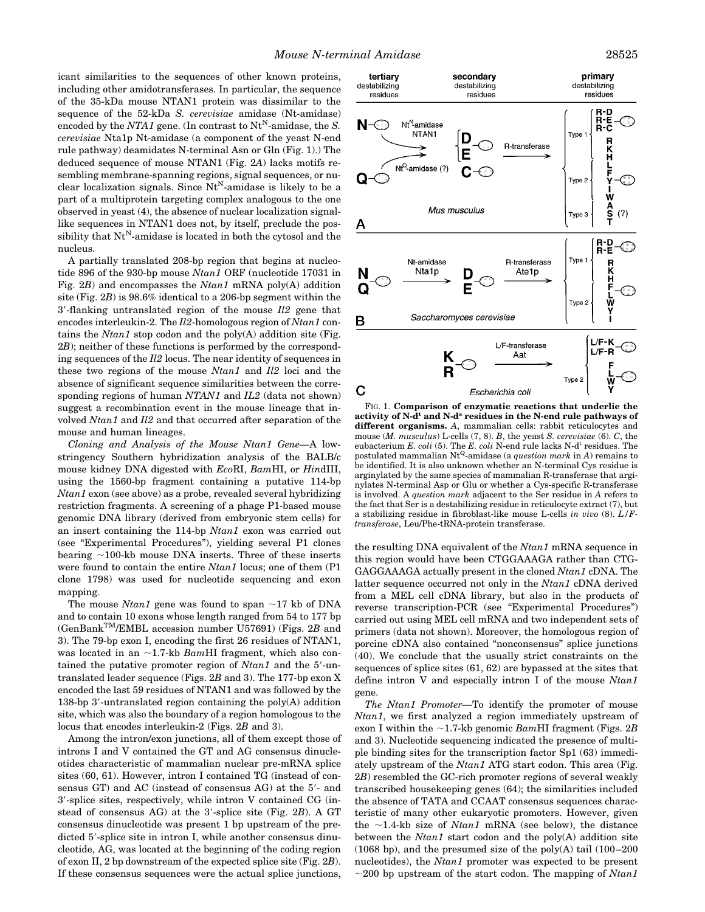icant similarities to the sequences of other known proteins, including other amidotransferases. In particular, the sequence of the 35-kDa mouse NTAN1 protein was dissimilar to the sequence of the 52-kDa *S. cerevisiae* amidase (Nt-amidase) encoded by the *NTA1* gene. (In contrast to $Nt^N$-amidase, the *S. cerevisiae* Nta1p Nt-amidase (a component of the yeast N-end rule pathway) deamidates N-terminal Asn or Gln (Fig. 1).) The deduced sequence of mouse NTAN1 (Fig. 2*A*) lacks motifs resembling membrane-spanning regions, signal sequences, or nuclear localization signals. Since $Nt^N$-amidase is likely to be a part of a multiprotein targeting complex analogous to the one observed in yeast (4), the absence of nuclear localization signal-like sequences in NTAN1 does not, by itself, preclude the possibility that $Nt^N$-amidase is located in both the cytosol and the nucleus.

A partially translated 208-bp region that begins at nucleotide 896 of the 930-bp mouse *Ntan1* ORF (nucleotide 17031 in Fig. 2*B*) and encompasses the *Ntan1* mRNA poly(A) addition site (Fig. 2*B*) is 98.6% identical to a 206-bp segment within the 3′-flanking untranslated region of the mouse *Il2* gene that encodes interleukin-2. The *Il2*-homologous region of *Ntan1* contains the *Ntan1* stop codon and the poly(A) addition site (Fig. 2*B*); neither of these functions is performed by the corresponding sequences of the *Il2* locus. The near identity of sequences in these two regions of the mouse *Ntan1* and *Il2* loci and the absence of significant sequence similarities between the corresponding regions of human *NTAN1* and *IL2* (data not shown) suggest a recombination event in the mouse lineage that involved *Ntan1* and *Il2* and that occurred after separation of the mouse and human lineages.

*Cloning and Analysis of the Mouse Ntan1 Gene*—A low-stringency Southern hybridization analysis of the BALB/c mouse kidney DNA digested with *Eco*RI, *Bam*HI, or *Hin*dIII, using the 1560-bp fragment containing a putative 114-bp *Ntan1* exon (see above) as a probe, revealed several hybridizing restriction fragments. A screening of a phage P1-based mouse genomic DNA library (derived from embryonic stem cells) for an insert containing the 114-bp *Ntan1* exon was carried out (see "Experimental Procedures"), yielding several P1 clones bearing ~100-kb mouse DNA inserts. Three of these inserts were found to contain the entire *Ntan1* locus; one of them (P1 clone 1798) was used for nucleotide sequencing and exon mapping.

The mouse *Ntan1* gene was found to span ~17 kb of DNA and to contain 10 exons whose length ranged from 54 to 177 bp (GenBank™/EMBL accession number U57691) (Figs. 2*B* and 3). The 79-bp exon I, encoding the first 26 residues of NTAN1, was located in an ~1.7-kb *Bam*HI fragment, which also contained the putative promoter region of *Ntan1* and the 5′-untranslated leader sequence (Figs. 2*B* and 3). The 177-bp exon X encoded the last 59 residues of NTAN1 and was followed by the 138-bp 3′-untranslated region containing the poly(A) addition site, which was also the boundary of a region homologous to the locus that encodes interleukin-2 (Figs. 2*B* and 3).

Among the intron/exon junctions, all of them except those of introns I and V contained the GT and AG consensus dinucleotides characteristic of mammalian nuclear pre-mRNA splice sites (60, 61). However, intron I contained TG (instead of consensus GT) and AC (instead of consensus AG) at the 5′- and 3′-splice sites, respectively, while intron V contained CG (instead of consensus AG) at the 3′-splice site (Fig. 2*B*). A GT consensus dinucleotide was present 1 bp upstream of the predicted 5′-splice site in intron I, while another consensus dinucleotide, AG, was located at the beginning of the coding region of exon II, 2 bp downstream of the expected splice site (Fig. 2*B*). If these consensus sequences were the actual splice junctions, the resulting DNA equivalent of the *Ntan1* mRNA sequence in this region would have been CTGGAAAGA rather than CTGGAGGAAAGA actually present in the cloned *Ntan1* cDNA. The latter sequence occurred not only in the *Ntan1* cDNA derived from a MEL cell cDNA library, but also in the products of reverse transcription-PCR (see "Experimental Procedures") carried out using MEL cell mRNA and two independent sets of primers (data not shown). Moreover, the homologous region of porcine cDNA also contained "nonconsensus" splice junctions (40). We conclude that the usually strict constraints on the sequences of splice sites (61, 62) are bypassed at the sites that define intron V and especially intron I of the mouse *Ntan1* gene.

*The Ntan1 Promoter*—To identify the promoter of mouse *Ntan1*, we first analyzed a region immediately upstream of exon I within the ~1.7-kb genomic *Bam*HI fragment (Figs. 2*B* and 3). Nucleotide sequencing indicated the presence of multiple binding sites for the transcription factor Sp1 (63) immediately upstream of the *Ntan1* ATG start codon. This area (Fig. 2*B*) resembled the GC-rich promoter regions of several weakly transcribed housekeeping genes (64); the similarities included the absence of TATA and CCAAT consensus sequences characteristic of many other eukaryotic promoters. However, given the ~1.4-kb size of *Ntan1* mRNA (see below), the distance between the *Ntan1* start codon and the poly(A) addition site (1068 bp), and the presumed size of the poly(A) tail (100–200 nucleotides), the *Ntan1* promoter was expected to be present ~200 bp upstream of the start codon. The mapping of *Ntan1*

**Fig. 1. Comparison of enzymatic reactions that underlie the activity of N-d^t and N-d^s residues in the N-end rule pathways of different organisms.** *A*, mammalian cells: rabbit reticulocytes and mouse (*M. musculus*) L-cells (7, 8). *B*, the yeast *S. cerevisiae* (6). *C*, the eubacterium *E. coli* (5). The *E. coli* N-end rule lacks N-d^t residues. The postulated mammalian $Nt^Q$-amidase (a *question mark* in *A*) remains to be identified. It is also unknown whether an N-terminal Cys residue is arginylated by the same species of mammalian R-transferase that arginylates N-terminal Asp or Glu or whether a Cys-specific R-transferase is involved. A *question mark* adjacent to the Ser residue in *A* refers to the fact that Ser is a destabilizing residue in reticulocyte extract (7), but a stabilizing residue in fibroblast-like mouse L-cells *in vivo* (8). *L/F-transferase*, Leu/Phe-tRNA-protein transferase.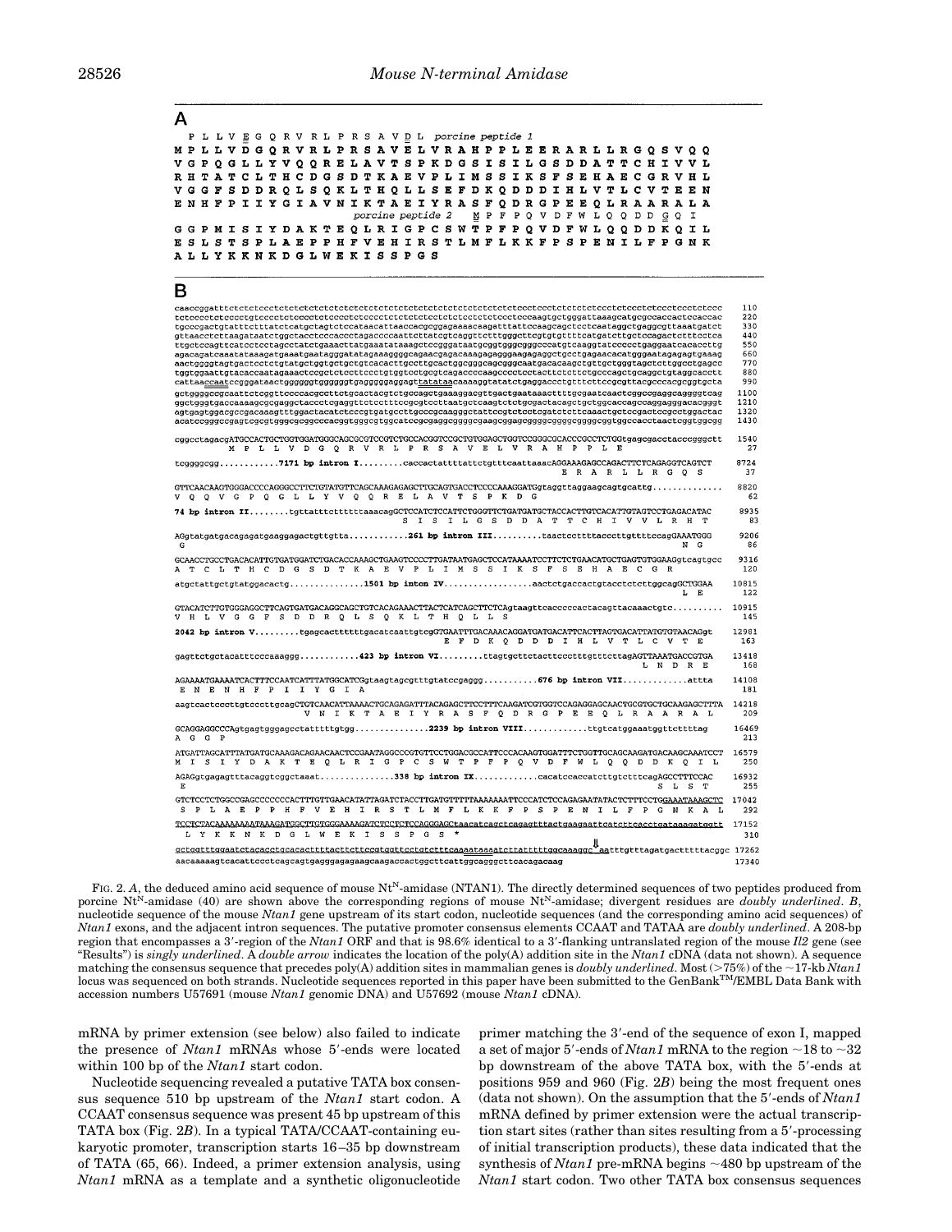**A**

```
 P L L V E G Q R V R L P R S A V D L  porcine peptide 1
M P L L V D G Q R V R L P R S A V E L V R A H P P L E E R A R L L R G Q S V Q Q
V G P Q G L L Y V Q Q R E L A V T S P K D G S I S I L G S D D A T T C H I V V L
R H T A T C L T H C D G S D T K A E V P L I M S S I K S F S E H A E C G R V H L
V G G F S D D R Q L S Q K L T H Q L L S E F D K Q D D D I H L V T L C V T E E N
E N H F P I I Y G I A V N I K T A E I Y R A S F Q D R G P E E Q L R A A R A L A
                          porcine peptide 2   M P F P Q V D F W L Q Q D D G Q I
G G P M I S I Y D A K T E Q L R I G P C S W T P F P Q V D F W L Q Q D D K Q I L
E S L S T S P L A E P P H F V E H I R S T L M F L K K F P S P E N I L F P G N K
A L L Y K K N K D G L W E K I S S P G S
```

**B**

```
caaccggatttctctccctctctctctctctctctctctctctctctctctctctctctctctccctccctctctctccctctccctctccctccctctccc   110
tctcccctctcccctgtcccctctcccctctcccctctcccctctctctctctctctctcccctctccctctccctccccaagtgctgggattaaaggcatgcgccaccactccaccac   220
tgcccgactgtatttctttatctcatgctagtctccataacattaaccacgcggagaaaacaagatttattccaagcagctcctcaataggctgaggcgttaaatgatct   330
gttaacctcttaagataatctggctacctcccaccctagaccccaatttcttatcgtcaggttctttgggcttcgtgtgttttcatgatcttgctccagactctttcctca   440
ttgctccagttcatcctcctagcctatctgaaacttatgaaatataaagtccgggataatgcggtgggcggggccatgtcaaggtatcccccttgaggaatcacaccttg   550
agacagatcaaatataaagetgaaatgaatagggatatagaaaggggcagaacgagacaaagagagggaagagaggctgcctgagaacacatggaatagagagtgaaag   660
aactggggtagtgactcctctgtatgctggtgctgctgctcacacttgccttgcactggcgggcagcgggcaatgacacaagctgttgctgggtagctcttggcctgagcc   770
tggtggaattgtacaccaatagaaactccgctctcttccctgtggtcctgcgtcagaccccaagcccctcctacttctcttctgcccagctgcaggctgtaggcaccttt   880
cattaaccaatccgggataactggggggtgggggggtgagggggaggagttatataacaaaaggtatatctgaggaccctgtttcttcgcgttacgcccacgcggtgcta   990
gctggggccgcaattctcggttccccacgccttctgcactacgtctgccagctgaaaggacgttgcactgaataaactttctgcgaatcaactcggccgaggcaggggtcag  1100
ggctgggtgaccaaaagcgcgaggctaccctcgaggttctccttcccgcgtccttaatgctcaagtctctgcgactacagctgctggcaccagccaggagggacacgggt  1210
agtgagtggacgccgacaaagtttggactacatctcccgtgatgccttgcccgcaaggctattccgtctcctcgatctcttcaaactgctccgactccgcctggactac  1320
acatccgggccgagtcgcgtgggcgcggcccacggtgggcgtggcatccgcgaggcggggcgaagcggagcggggcggggcggtggcccacctaactcggtggcgg  1430

cggcctagacgATGCCACTGCTGGTGGATGGGCAGCGCGTCCGTCTGCCACGGTCCGCTGTGGAGCTGGTCCGGGCGCACCCGCCTCTGGtgagcgacctacccgggctt  1540
           M  P  L  L  V  D  G  Q  R  V  R  L  P  R  S  A  V  E  L  V  R  A  H  P  P  L  E                          27

tcggggcgg............7171 bp intron I.........caccactattttattctgtttcaattaaacAGGAAAGAGCCAGACTTCTCAGAGGTCAGTCT   8724
                                                                          E  R  A  R  L  L  R  G  Q  S              37

GTTCAACAAGTGGGACCCCAGGGCCTTCTGTATGTTCAGCAAAGAGAGCTTGCAGTGACCTCCCCAAAGGATGgtaggttaggaagcagtgcattg..............  8820
V  Q  Q  V  G  P  Q  G  L  L  Y  V  Q  Q  R  E  L  A  V  T  S  P  K  D  G                                      62

74 bp intron II........tgttatttctttttaaacagGCTCCATCTCCATTCTGGGTTCTGATGATGCTACCACTTGTCACATTGTAGTCCTGAGACATAC  8935
                                        S  I  S  I  L  G  S  D  D  A  T  T  C  H  I  V  V  L  R  H  T           83

AGgtatgatgacagagatgaaggagactggttgtta............261 bp intron III..........taactcctttttaccttgttttccagGAAATGGG  9206
 G                                                                                                 N  G         86

GCAACCTGCCTGACACATTGTGATGGATCTGACACCAAAGCTGAAGTCCCCTTGATAATGAGCTCCATAAAATCCTTCTCTGAACATGCTGAGTGTGGAAGgtcagtgcc  9316
A  T  C  L  T  H  C  D  G  S  D  T  K  A  E  V  P  L  I  M  S  S  I  K  S  F  S  E  H  A  E  C  G  R            120

atgctattgctgtatggacactg...............1501 bp inton IV..................aactctgaccactgtacctctcttggcagGCTGGAA 10815
                                                                                                  L  E         122

GTACATCTTGTGGGAGGCTTCAGTGATGACAGGCAGCTGTCACAGAAACTTACTCATCAGCTTCTCAgtaagttcaccccactacagttacaaactgtc.......... 10915
V  H  L  V  G  G  F  S  D  D  R  Q  L  S  Q  K  L  T  H  Q  L  L  S                                           145

2042 bp intron V.........tgagcactttttttgacatcaattgtcgGTGAATTTGACAAACAGGATGATGACATTCACTTAGTGACATTATGTGTAACAGgt 12981
                                                   E  F  D  K  Q  D  D  D  I  H  L  V  T  L  C  V  T  E        163

gagttctgctacatttcccaaaggg............423 bp intron VI.........ttagtgcttctacttccctttgtttcttagAGTTAAATGACCGTGA 13418
                                                                                       L  N  D  R  E           168

AGAAAATGAAAATCACTTTCCAATCATTTATGGCATCGgtaagtagcgtttgtatccgaggg...........676 bp intron VII.............attta 14108
 E  N  E  N  H  F  P  I  I  Y  G  I  A                                                                       181

aagtcactcccttgtcccttgcagCTGTCAACATTAAAACTGCAGAGATTTACAGAGCTTCCTTTCAAGATCGTGGTCCAGAGGAGCAACTGCGTGCTGCAAGAGCTTTA 14218
                          V  N  I  K  T  A  E  I  Y  R  A  S  F  Q  D  R  G  P  E  E  Q  L  R  A  A  R  A  L  209

GCAGGAGGCCCAgtgagtgggagcctatttttgtgg...............2239 bp intron VIII.............ttgtcatggaaatggttcttttag 16469
A  G  G  P                                                                                                    213

ATGATTAGCATTTATGATGCAAAGACAGAACAACTCCGAATAGGCCCGTGTTCCTGGACGCCATTCCCACAAGTGGATTTCTGGTTGCAGCAAGATGACAAGCAAATCCT 16579
M  I  S  I  Y  D  A  K  T  E  Q  L  R  I  G  P  C  S  W  T  P  F  P  Q  V  D  F  W  L  Q  Q  D  D  K  Q  I  L  250

AGAGgtgagagtttacaggtcggctaaat...............338 bp intron IX.............cacatccaccatcttgtctttcagAGCCTTTCCAC 16932
E                                                                                            S  L  S  T       255

GTCTCCTCTGGCCGAGCCCCCCACTTTGTTGAACATATTAGATCTACCTTGATGTTTTTAAAAAAATTCCCATCTCCAGAGAATATACTCTTTCCTGGAAATAAAGCTC 17042
S  P  L  A  E  P  P  H  F  V  E  H  I  R  S  T  L  M  F  L  K  K  F  P  S  P  E  N  I  L  F  P  G  N  K  A  L  292

TCCTCTACAAAAAAAATAAAGATGGCTTGTGGGAAAAGATCTCCTCTCCAGGGAGCtaacatcagctcagagtttactgaagaattcatcttcacctgataaagatggtt 17152
 L  Y  K  K  N  K  D  G  L  W  E  K  I  S  S  P  G  S  *                                                      310

gctggtttggaatctacacctgcacactttacttcttcggtggttcctgtctttcaaaataaaatcttatttttggcaaaggc aatttgtttagatgactttttacggc 17262
aacaaaaagtcacattccctcagcagtgagggagagaagcaagaccactggcttcattggcagggcttcacagacaag                                  17340
```

FIG. 2. *A*, the deduced amino acid sequence of mouse Nt[N]-amidase (NTAN1). The directly determined sequences of two peptides produced from porcine Nt[N]-amidase (40) are shown above the corresponding regions of mouse Nt[N]-amidase; divergent residues are *doubly underlined*. *B*, nucleotide sequence of the mouse *Ntan1* gene upstream of its start codon, nucleotide sequences (and the corresponding amino acid sequences) of *Ntan1* exons, and the adjacent intron sequences. The putative promoter consensus elements CCAAT and TATAA are *doubly underlined*. A 208-bp region that encompasses a 3′-region of the *Ntan1* ORF and that is 98.6% identical to a 3′-flanking untranslated region of the mouse *Il2* gene (see "Results") is *singly underlined*. A *double arrow* indicates the location of the poly(A) addition site in the *Ntan1* cDNA (data not shown). A sequence matching the consensus sequence that precedes poly(A) addition sites in mammalian genes is *doubly underlined*. Most (>75%) of the ~17-kb *Ntan1* locus was sequenced on both strands. Nucleotide sequences reported in this paper have been submitted to the GenBank™/EMBL Data Bank with accession numbers U57691 (mouse *Ntan1* genomic DNA) and U57692 (mouse *Ntan1* cDNA).

mRNA by primer extension (see below) also failed to indicate the presence of *Ntan1* mRNAs whose 5′-ends were located within 100 bp of the *Ntan1* start codon.

Nucleotide sequencing revealed a putative TATA box consensus sequence 510 bp upstream of the *Ntan1* start codon. A CCAAT consensus sequence was present 45 bp upstream of this TATA box (Fig. 2*B*). In a typical TATA/CCAAT-containing eukaryotic promoter, transcription starts 16–35 bp downstream of TATA (65, 66). Indeed, a primer extension analysis, using *Ntan1* mRNA as a template and a synthetic oligonucleotide primer matching the 3′-end of the sequence of exon I, mapped a set of major 5′-ends of *Ntan1* mRNA to the region ~18 to ~32 bp downstream of the above TATA box, with the 5′-ends at positions 959 and 960 (Fig. 2*B*) being the most frequent ones (data not shown). On the assumption that the 5′-ends of *Ntan1* mRNA defined by primer extension were the actual transcription start sites (rather than sites resulting from a 5′-processing of initial transcription products), these data indicated that the synthesis of *Ntan1* pre-mRNA begins ~480 bp upstream of the *Ntan1* start codon. Two other TATA box consensus sequences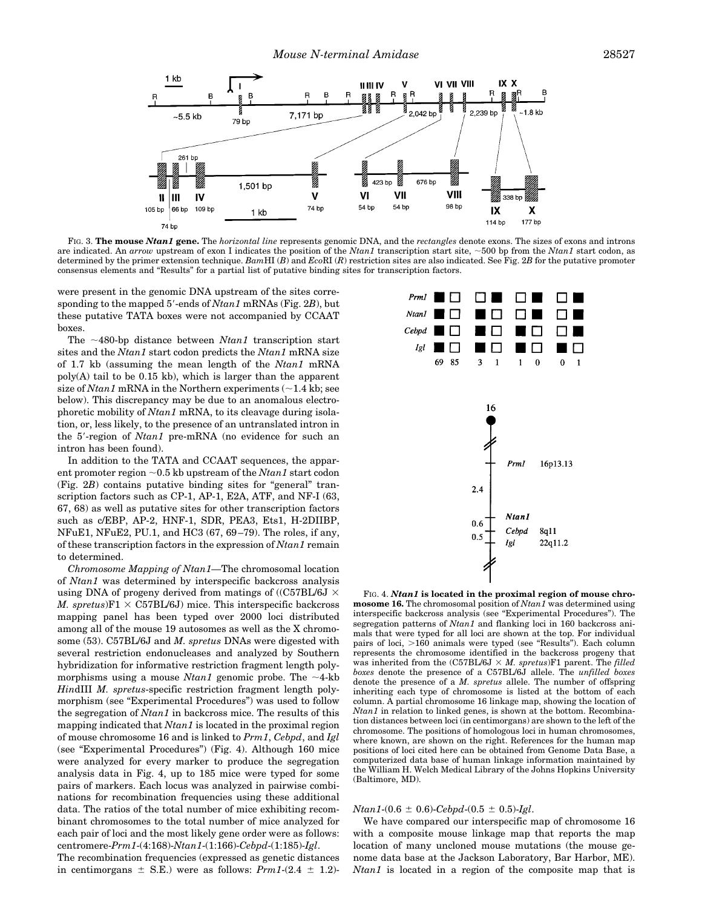FIG. 3. **The mouse *Ntan1* gene.** The *horizontal line* represents genomic DNA, and the *rectangles* denote exons. The sizes of exons and introns are indicated. An *arrow* upstream of exon I indicates the position of the *Ntan1* transcription start site, ~500 bp from the *Ntan1* start codon, as determined by the primer extension technique. *Bam*HI (*B*) and *Eco*RI (*R*) restriction sites are also indicated. See Fig. 2*B* for the putative promoter consensus elements and "Results" for a partial list of putative binding sites for transcription factors.

were present in the genomic DNA upstream of the sites corresponding to the mapped 5′-ends of *Ntan1* mRNAs (Fig. 2*B*), but these putative TATA boxes were not accompanied by CCAAT boxes.

The ~480-bp distance between *Ntan1* transcription start sites and the *Ntan1* start codon predicts the *Ntan1* mRNA size of 1.7 kb (assuming the mean length of the *Ntan1* mRNA poly(A) tail to be 0.15 kb), which is larger than the apparent size of *Ntan1* mRNA in the Northern experiments (~1.4 kb; see below). This discrepancy may be due to an anomalous electrophoretic mobility of *Ntan1* mRNA, to its cleavage during isolation, or, less likely, to the presence of an untranslated intron in the 5′-region of *Ntan1* pre-mRNA (no evidence for such an intron has been found).

In addition to the TATA and CCAAT sequences, the apparent promoter region ~0.5 kb upstream of the *Ntan1* start codon (Fig. 2*B*) contains putative binding sites for "general" transcription factors such as CP-1, AP-1, E2A, ATF, and NF-I (63, 67, 68) as well as putative sites for other transcription factors such as c/EBP, AP-2, HNF-1, SDR, PEA3, Ets1, H-2DIIBP, NFuE1, NFuE2, PU.1, and HC3 (67, 69–79). The roles, if any, of these transcription factors in the expression of *Ntan1* remain to determined.

*Chromosome Mapping of Ntan1*—The chromosomal location of *Ntan1* was determined by interspecific backcross analysis using DNA of progeny derived from matings of ((C57BL/6J × *M. spretus*)F1 × C57BL/6J) mice. This interspecific backcross mapping panel has been typed over 2000 loci distributed among all of the mouse 19 autosomes as well as the X chromosome (53). C57BL/6J and *M. spretus* DNAs were digested with several restriction endonucleases and analyzed by Southern hybridization for informative restriction fragment length polymorphisms using a mouse *Ntan1* genomic probe. The ~4-kb *Hin*dIII *M. spretus*-specific restriction fragment length polymorphism (see "Experimental Procedures") was used to follow the segregation of *Ntan1* in backcross mice. The results of this mapping indicated that *Ntan1* is located in the proximal region of mouse chromosome 16 and is linked to *Prm1*, *Cebpd*, and *Igl* (see "Experimental Procedures") (Fig. 4). Although 160 mice were analyzed for every marker to produce the segregation analysis data in Fig. 4, up to 185 mice were typed for some pairs of markers. Each locus was analyzed in pairwise combinations for recombination frequencies using these additional data. The ratios of the total number of mice exhibiting recombinant chromosomes to the total number of mice analyzed for each pair of loci and the most likely gene order were as follows: centromere-*Prm1*-(4:168)-*Ntan1*-(1:166)-*Cebpd*-(1:185)-*Igl*. The recombination frequencies (expressed as genetic distances in centimorgans ± S.E.) were as follows: *Prm1*-(2.4 ± 1.2)-*Ntan1*-(0.6 ± 0.6)-*Cebpd*-(0.5 ± 0.5)-*Igl*.

FIG. 4. ***Ntan1* is located in the proximal region of mouse chromosome 16.** The chromosomal position of *Ntan1* was determined using interspecific backcross analysis (see "Experimental Procedures"). The segregation patterns of *Ntan1* and flanking loci in 160 backcross animals that were typed for all loci are shown at the top. For individual pairs of loci, >160 animals were typed (see "Results"). Each column represents the chromosome identified in the backcross progeny that was inherited from the (C57BL/6J × *M. spretus*)F1 parent. The *filled boxes* denote the presence of a C57BL/6J allele. The *unfilled boxes* denote the presence of a *M. spretus* allele. The number of offspring inheriting each type of chromosome is listed at the bottom of each column. A partial chromosome 16 linkage map, showing the location of *Ntan1* in relation to linked genes, is shown at the bottom. Recombination distances between loci (in centimorgans) are shown to the left of the chromosome. The positions of homologous loci in human chromosomes, where known, are shown on the right. References for the human map positions of loci cited here can be obtained from Genome Data Base, a computerized data base of human linkage information maintained by the William H. Welch Medical Library of the Johns Hopkins University (Baltimore, MD).

We have compared our interspecific map of chromosome 16 with a composite mouse linkage map that reports the map location of many uncloned mouse mutations (the mouse genome data base at the Jackson Laboratory, Bar Harbor, ME). *Ntan1* is located in a region of the composite map that is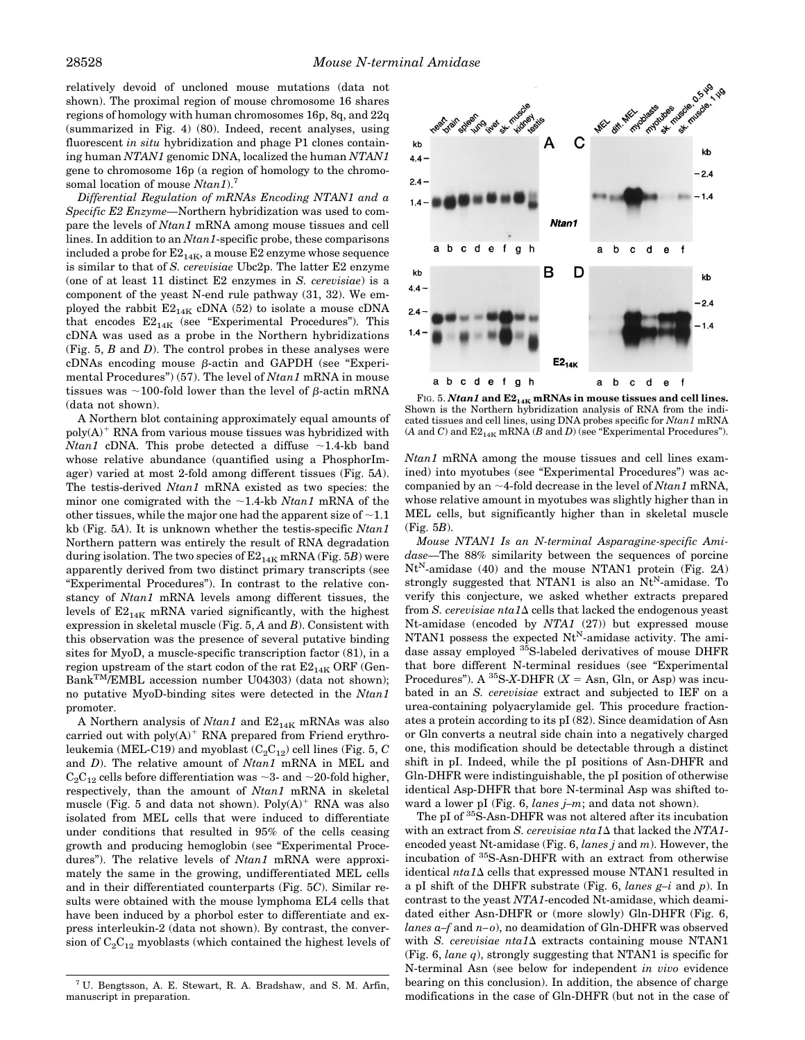relatively devoid of uncloned mouse mutations (data not shown). The proximal region of mouse chromosome 16 shares regions of homology with human chromosomes 16p, 8q, and 22q (summarized in Fig. 4) (80). Indeed, recent analyses, using fluorescent *in situ* hybridization and phage P1 clones containing human *NTAN1* genomic DNA, localized the human *NTAN1* gene to chromosome 16p (a region of homology to the chromosomal location of mouse *Ntan1*).[7]

*Differential Regulation of mRNAs Encoding NTAN1 and a Specific E2 Enzyme*—Northern hybridization was used to compare the levels of *Ntan1* mRNA among mouse tissues and cell lines. In addition to an *Ntan1*-specific probe, these comparisons included a probe for $E2_{14K}$, a mouse E2 enzyme whose sequence is similar to that of *S. cerevisiae* Ubc2p. The latter E2 enzyme (one of at least 11 distinct E2 enzymes in *S. cerevisiae*) is a component of the yeast N-end rule pathway (31, 32). We employed the rabbit $E2_{14K}$ cDNA (52) to isolate a mouse cDNA that encodes $E2_{14K}$ (see "Experimental Procedures"). This cDNA was used as a probe in the Northern hybridizations (Fig. 5, *B* and *D*). The control probes in these analyses were cDNAs encoding mouse β-actin and GAPDH (see "Experimental Procedures") (57). The level of *Ntan1* mRNA in mouse tissues was ~100-fold lower than the level of β-actin mRNA (data not shown).

A Northern blot containing approximately equal amounts of poly(A)$^+$ RNA from various mouse tissues was hybridized with *Ntan1* cDNA. This probe detected a diffuse ~1.4-kb band whose relative abundance (quantified using a PhosphorImager) varied at most 2-fold among different tissues (Fig. 5*A*). The testis-derived *Ntan1* mRNA existed as two species: the minor one comigrated with the ~1.4-kb *Ntan1* mRNA of the other tissues, while the major one had the apparent size of ~1.1 kb (Fig. 5*A*). It is unknown whether the testis-specific *Ntan1* Northern pattern was entirely the result of RNA degradation during isolation. The two species of $E2_{14K}$ mRNA (Fig. 5*B*) were apparently derived from two distinct primary transcripts (see "Experimental Procedures"). In contrast to the relative constancy of *Ntan1* mRNA levels among different tissues, the levels of $E2_{14K}$ mRNA varied significantly, with the highest expression in skeletal muscle (Fig. 5, *A* and *B*). Consistent with this observation was the presence of several putative binding sites for MyoD, a muscle-specific transcription factor (81), in a region upstream of the start codon of the rat $E2_{14K}$ ORF (GenBank™/EMBL accession number U04303) (data not shown); no putative MyoD-binding sites were detected in the *Ntan1* promoter.

A Northern analysis of *Ntan1* and $E2_{14K}$ mRNAs was also carried out with poly(A)$^+$ RNA prepared from Friend erythroleukemia (MEL-C19) and myoblast ($C_2C_{12}$) cell lines (Fig. 5, *C* and *D*). The relative amount of *Ntan1* mRNA in MEL and $C_2C_{12}$ cells before differentiation was ~3- and ~20-fold higher, respectively, than the amount of *Ntan1* mRNA in skeletal muscle (Fig. 5 and data not shown). Poly(A)$^+$ RNA was also isolated from MEL cells that were induced to differentiate under conditions that resulted in 95% of the cells ceasing growth and producing hemoglobin (see "Experimental Procedures"). The relative levels of *Ntan1* mRNA were approximately the same in the growing, undifferentiated MEL cells and in their differentiated counterparts (Fig. 5*C*). Similar results were obtained with the mouse lymphoma EL4 cells that have been induced by a phorbol ester to differentiate and express interleukin-2 (data not shown). By contrast, the conversion of $C_2C_{12}$ myoblasts (which contained the highest levels of *Ntan1* mRNA among the mouse tissues and cell lines examined) into myotubes (see "Experimental Procedures") was accompanied by an ~4-fold decrease in the level of *Ntan1* mRNA, whose relative amount in myotubes was slightly higher than in MEL cells, but significantly higher than in skeletal muscle (Fig. 5*B*).

**Fig. 5. *Ntan1* and $E2_{14K}$ mRNAs in mouse tissues and cell lines.** Shown is the Northern hybridization analysis of RNA from the indicated tissues and cell lines, using DNA probes specific for *Ntan1* mRNA (*A* and *C*) and $E2_{14K}$ mRNA (*B* and *D*) (see "Experimental Procedures").

*Mouse NTAN1 Is an N-terminal Asparagine-specific Amidase*—The 88% similarity between the sequences of porcine $Nt^N$-amidase (40) and the mouse NTAN1 protein (Fig. 2*A*) strongly suggested that NTAN1 is also an $Nt^N$-amidase. To verify this conjecture, we asked whether extracts prepared from *S. cerevisiae nta1Δ* cells that lacked the endogenous yeast Nt-amidase (encoded by *NTA1* (27)) but expressed mouse NTAN1 possess the expected $Nt^N$-amidase activity. The amidase assay employed $^{35}S$-labeled derivatives of mouse DHFR that bore different N-terminal residues (see "Experimental Procedures"). A $^{35}S$-*X*-DHFR (*X* = Asn, Gln, or Asp) was incubated in an *S. cerevisiae* extract and subjected to IEF on a urea-containing polyacrylamide gel. This procedure fractionates a protein according to its pI (82). Since deamidation of Asn or Gln converts a neutral side chain into a negatively charged one, this modification should be detectable through a distinct shift in pI. Indeed, while the pI positions of Asn-DHFR and Gln-DHFR were indistinguishable, the pI position of otherwise identical Asp-DHFR that bore N-terminal Asp was shifted toward a lower pI (Fig. 6, *lanes j–m*; and data not shown).

The pI of $^{35}S$-Asn-DHFR was not altered after its incubation with an extract from *S. cerevisiae nta1Δ* that lacked the *NTA1*-encoded yeast Nt-amidase (Fig. 6, *lanes j* and *m*). However, the incubation of $^{35}S$-Asn-DHFR with an extract from otherwise identical *nta1Δ* cells that expressed mouse NTAN1 resulted in a pI shift of the DHFR substrate (Fig. 6, *lanes g–i* and *p*). In contrast to the yeast *NTA1*-encoded Nt-amidase, which deamidated either Asn-DHFR or (more slowly) Gln-DHFR (Fig. 6, *lanes a–f* and *n–o*), no deamidation of Gln-DHFR was observed with *S. cerevisiae nta1Δ* extracts containing mouse NTAN1 (Fig. 6, *lane q*), strongly suggesting that NTAN1 is specific for N-terminal Asn (see below for independent *in vivo* evidence bearing on this conclusion). In addition, the absence of charge modifications in the case of Gln-DHFR (but not in the case of

[7] U. Bengtsson, A. E. Stewart, R. A. Bradshaw, and S. M. Arfin, manuscript in preparation.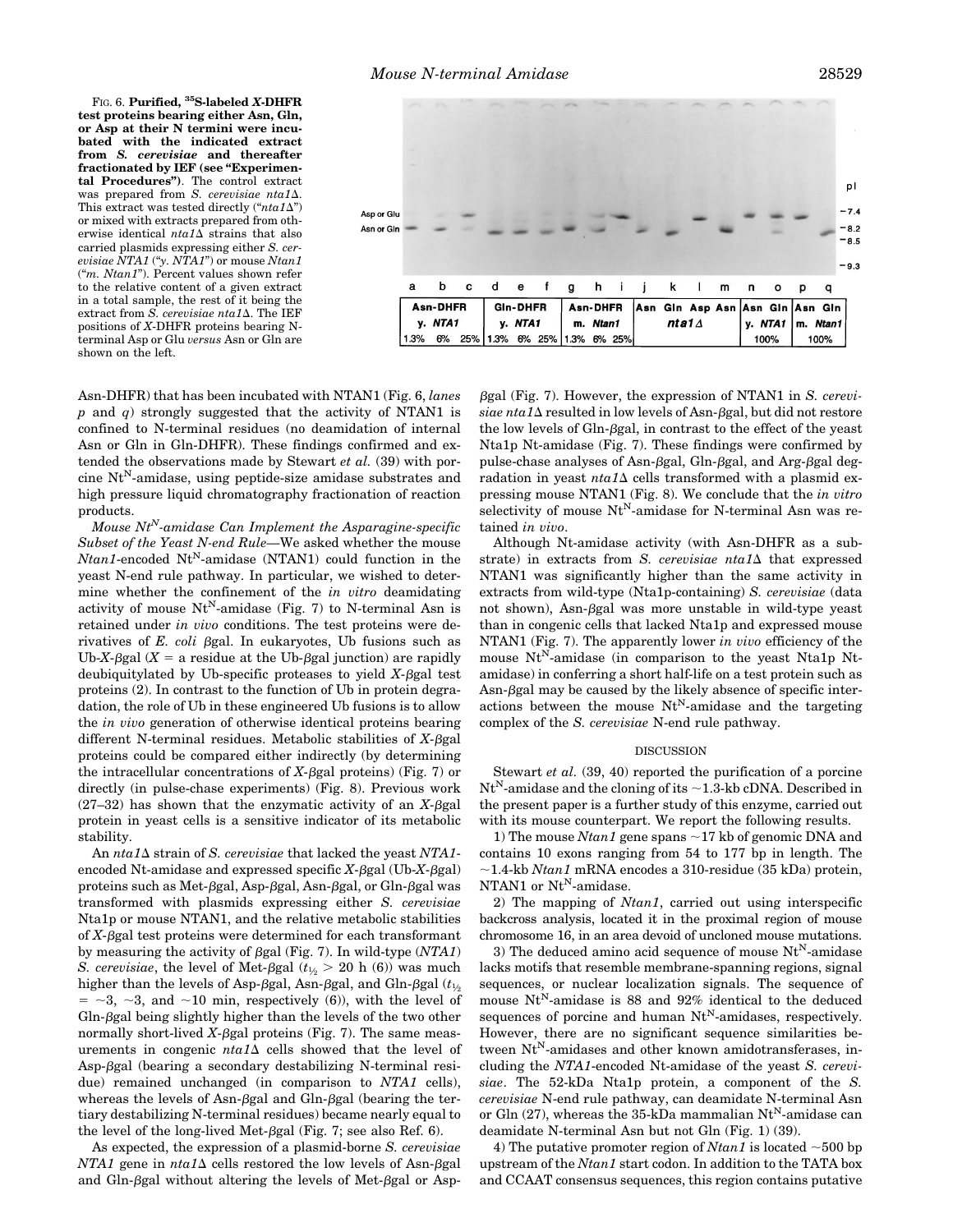FIG. 6. **Purified, $^{35}$S-labeled *X*-DHFR test proteins bearing either Asn, Gln, or Asp at their N termini were incubated with the indicated extract from *S. cerevisiae* and thereafter fractionated by IEF (see "Experimental Procedures")**. The control extract was prepared from *S. cerevisiae nta1Δ*. This extract was tested directly ("*nta1Δ*") or mixed with extracts prepared from otherwise identical *nta1Δ* strains that also carried plasmids expressing either *S. cerevisiae NTA1* ("*y. NTA1*") or mouse *Ntan1* ("*m. Ntan1*"). Percent values shown refer to the relative content of a given extract in a total sample, the rest of it being the extract from *S. cerevisiae nta1Δ*. The IEF positions of *X*-DHFR proteins bearing N-terminal Asp or Glu *versus* Asn or Gln are shown on the left.

Asn-DHFR) that has been incubated with NTAN1 (Fig. 6, *lanes p* and *q*) strongly suggested that the activity of NTAN1 is confined to N-terminal residues (no deamidation of internal Asn or Gln in Gln-DHFR). These findings confirmed and extended the observations made by Stewart *et al.* (39) with porcine Nt$^{N}$-amidase, using peptide-size amidase substrates and high pressure liquid chromatography fractionation of reaction products.

*Mouse Nt$^{N}$-amidase Can Implement the Asparagine-specific Subset of the Yeast N-end Rule*—We asked whether the mouse *Ntan1*-encoded Nt$^{N}$-amidase (NTAN1) could function in the yeast N-end rule pathway. In particular, we wished to determine whether the confinement of the *in vitro* deamidating activity of mouse Nt$^{N}$-amidase (Fig. 7) to N-terminal Asn is retained under *in vivo* conditions. The test proteins were derivatives of *E. coli* βgal. In eukaryotes, Ub fusions such as Ub-*X*-βgal (*X* = a residue at the Ub-βgal junction) are rapidly deubiquitylated by Ub-specific proteases to yield *X*-βgal test proteins (2). In contrast to the function of Ub in protein degradation, the role of Ub in these engineered Ub fusions is to allow the *in vivo* generation of otherwise identical proteins bearing different N-terminal residues. Metabolic stabilities of *X*-βgal proteins could be compared either indirectly (by determining the intracellular concentrations of *X*-βgal proteins) (Fig. 7) or directly (in pulse-chase experiments) (Fig. 8). Previous work (27–32) has shown that the enzymatic activity of an *X*-βgal protein in yeast cells is a sensitive indicator of its metabolic stability.

An *nta1Δ* strain of *S. cerevisiae* that lacked the yeast *NTA1*-encoded Nt-amidase and expressed specific *X*-βgal (Ub-*X*-βgal) proteins such as Met-βgal, Asp-βgal, Asn-βgal, or Gln-βgal was transformed with plasmids expressing either *S. cerevisiae* Nta1p or mouse NTAN1, and the relative metabolic stabilities of *X*-βgal test proteins were determined for each transformant by measuring the activity of βgal (Fig. 7). In wild-type (*NTA1*) *S. cerevisiae*, the level of Met-βgal ($t_{1/2}$ > 20 h (6)) was much higher than the levels of Asp-βgal, Asn-βgal, and Gln-βgal ($t_{1/2}$ = ~3, ~3, and ~10 min, respectively (6)), with the level of Gln-βgal being slightly higher than the levels of the two other normally short-lived *X*-βgal proteins (Fig. 7). The same measurements in congenic *nta1Δ* cells showed that the level of Asp-βgal (bearing a secondary destabilizing N-terminal residue) remained unchanged (in comparison to *NTA1* cells), whereas the levels of Asn-βgal and Gln-βgal (bearing the tertiary destabilizing N-terminal residues) became nearly equal to the level of the long-lived Met-βgal (Fig. 7; see also Ref. 6).

As expected, the expression of a plasmid-borne *S. cerevisiae NTA1* gene in *nta1Δ* cells restored the low levels of Asn-βgal and Gln-βgal without altering the levels of Met-βgal or Asp-βgal (Fig. 7). However, the expression of NTAN1 in *S. cerevisiae nta1Δ* resulted in low levels of Asn-βgal, but did not restore the low levels of Gln-βgal, in contrast to the effect of the yeast Nta1p Nt-amidase (Fig. 7). These findings were confirmed by pulse-chase analyses of Asn-βgal, Gln-βgal, and Arg-βgal degradation in yeast *nta1Δ* cells transformed with a plasmid expressing mouse NTAN1 (Fig. 8). We conclude that the *in vitro* selectivity of mouse Nt$^{N}$-amidase for N-terminal Asn was retained *in vivo*.

Although Nt-amidase activity (with Asn-DHFR as a substrate) in extracts from *S. cerevisiae nta1Δ* that expressed NTAN1 was significantly higher than the same activity in extracts from wild-type (Nta1p-containing) *S. cerevisiae* (data not shown), Asn-βgal was more unstable in wild-type yeast than in congenic cells that lacked Nta1p and expressed mouse NTAN1 (Fig. 7). The apparently lower *in vivo* efficiency of the mouse Nt$^{N}$-amidase (in comparison to the yeast Nta1p Nt-amidase) in conferring a short half-life on a test protein such as Asn-βgal may be caused by the likely absence of specific interactions between the mouse Nt$^{N}$-amidase and the targeting complex of the *S. cerevisiae* N-end rule pathway.

## DISCUSSION

Stewart *et al.* (39, 40) reported the purification of a porcine Nt$^{N}$-amidase and the cloning of its ~1.3-kb cDNA. Described in the present paper is a further study of this enzyme, carried out with its mouse counterpart. We report the following results.

1) The mouse *Ntan1* gene spans ~17 kb of genomic DNA and contains 10 exons ranging from 54 to 177 bp in length. The ~1.4-kb *Ntan1* mRNA encodes a 310-residue (35 kDa) protein, NTAN1 or Nt$^{N}$-amidase.

2) The mapping of *Ntan1*, carried out using interspecific backcross analysis, located it in the proximal region of mouse chromosome 16, in an area devoid of uncloned mouse mutations.

3) The deduced amino acid sequence of mouse Nt$^{N}$-amidase lacks motifs that resemble membrane-spanning regions, signal sequences, or nuclear localization signals. The sequence of mouse Nt$^{N}$-amidase is 88 and 92% identical to the deduced sequences of porcine and human Nt$^{N}$-amidases, respectively. However, there are no significant sequence similarities between Nt$^{N}$-amidases and other known amidotransferases, including the *NTA1*-encoded Nt-amidase of the yeast *S. cerevisiae*. The 52-kDa Nta1p protein, a component of the *S. cerevisiae* N-end rule pathway, can deamidate N-terminal Asn or Gln (27), whereas the 35-kDa mammalian Nt$^{N}$-amidase can deamidate N-terminal Asn but not Gln (Fig. 1) (39).

4) The putative promoter region of *Ntan1* is located ~500 bp upstream of the *Ntan1* start codon. In addition to the TATA box and CCAAT consensus sequences, this region contains putative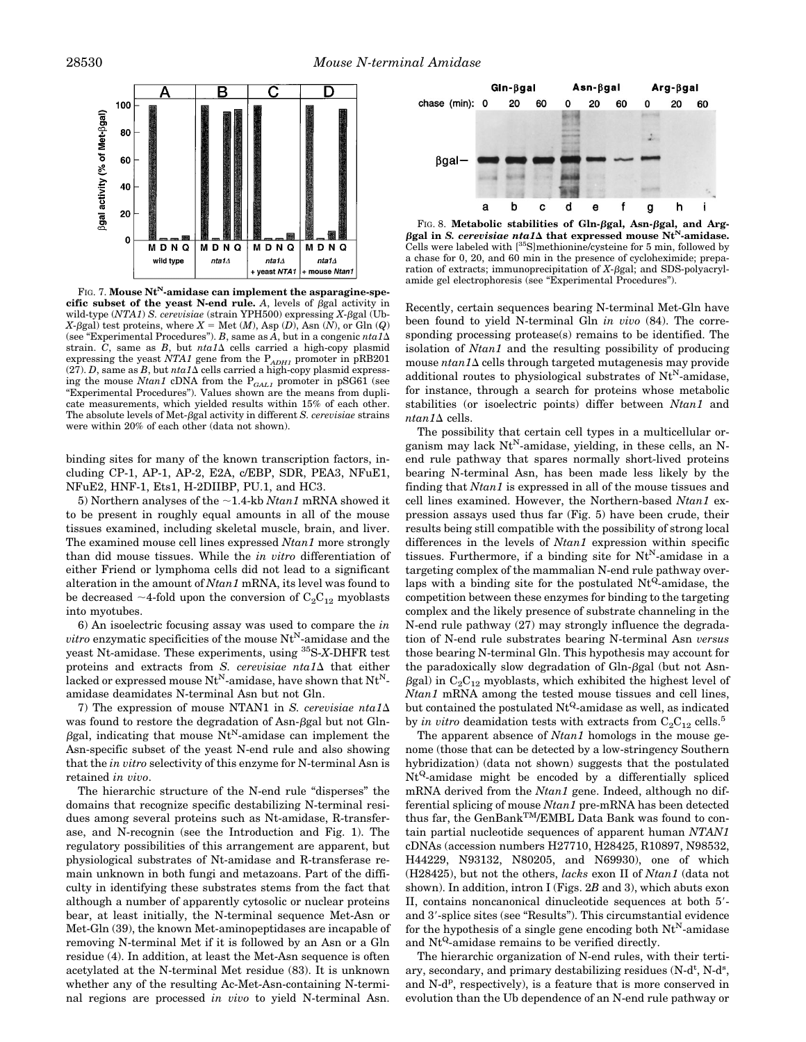FIG. 7. **Mouse $Nt^N$-amidase can implement the asparagine-specific subset of the yeast N-end rule.** *A*, levels of βgal activity in wild-type (*NTA1*) *S. cerevisiae* (strain YPH500) expressing *X*-βgal (Ub-*X*-βgal) test proteins, where *X* = Met (*M*), Asp (*D*), Asn (*N*), or Gln (*Q*) (see "Experimental Procedures"). *B*, same as *A*, but in a congenic *nta1*Δ strain. *C*, same as *B*, but *nta1*Δ cells carried a high-copy plasmid expressing the yeast *NTA1* gene from the $P_{ADH1}$ promoter in pRB201 (27). *D*, same as *B*, but *nta1*Δ cells carried a high-copy plasmid expressing the mouse *Ntan1* cDNA from the $P_{GAL1}$ promoter in pSG61 (see "Experimental Procedures"). Values shown are the means from duplicate measurements, which yielded results within 15% of each other. The absolute levels of Met-βgal activity in different *S. cerevisiae* strains were within 20% of each other (data not shown).

FIG. 8. **Metabolic stabilities of Gln-βgal, Asn-βgal, and Arg-βgal in *S. cerevisiae nta1*Δ that expressed mouse $Nt^N$-amidase.** Cells were labeled with [$^{35}$S]methionine/cysteine for 5 min, followed by a chase for 0, 20, and 60 min in the presence of cycloheximide; preparation of extracts; immunoprecipitation of *X*-βgal; and SDS-polyacrylamide gel electrophoresis (see "Experimental Procedures").

binding sites for many of the known transcription factors, including CP-1, AP-1, AP-2, E2A, c/EBP, SDR, PEA3, NFuE1, NFuE2, HNF-1, Ets1, H-2DIIBP, PU.1, and HC3.

5) Northern analyses of the ~1.4-kb *Ntan1* mRNA showed it to be present in roughly equal amounts in all of the mouse tissues examined, including skeletal muscle, brain, and liver. The examined mouse cell lines expressed *Ntan1* more strongly than did mouse tissues. While the *in vitro* differentiation of either Friend or lymphoma cells did not lead to a significant alteration in the amount of *Ntan1* mRNA, its level was found to be decreased ~4-fold upon the conversion of $C_2C_{12}$ myoblasts into myotubes.

6) An isoelectric focusing assay was used to compare the *in vitro* enzymatic specificities of the mouse $Nt^N$-amidase and the yeast Nt-amidase. These experiments, using $^{35}$S-*X*-DHFR test proteins and extracts from *S. cerevisiae nta1*Δ that either lacked or expressed mouse $Nt^N$-amidase, have shown that $Nt^N$-amidase deamidates N-terminal Asn but not Gln.

7) The expression of mouse NTAN1 in *S. cerevisiae nta1*Δ was found to restore the degradation of Asn-βgal but not Gln-βgal, indicating that mouse $Nt^N$-amidase can implement the Asn-specific subset of the yeast N-end rule and also showing that the *in vitro* selectivity of this enzyme for N-terminal Asn is retained *in vivo*.

The hierarchic structure of the N-end rule "disperses" the domains that recognize specific destabilizing N-terminal residues among several proteins such as Nt-amidase, R-transferase, and N-recognin (see the Introduction and Fig. 1). The regulatory possibilities of this arrangement are apparent, but physiological substrates of Nt-amidase and R-transferase remain unknown in both fungi and metazoans. Part of the difficulty in identifying these substrates stems from the fact that although a number of apparently cytosolic or nuclear proteins bear, at least initially, the N-terminal sequence Met-Asn or Met-Gln (39), the known Met-aminopeptidases are incapable of removing N-terminal Met if it is followed by an Asn or a Gln residue (4). In addition, at least the Met-Asn sequence is often acetylated at the N-terminal Met residue (83). It is unknown whether any of the resulting Ac-Met-Asn-containing N-terminal regions are processed *in vivo* to yield N-terminal Asn. Recently, certain sequences bearing N-terminal Met-Gln have been found to yield N-terminal Gln *in vivo* (84). The corresponding processing protease(s) remains to be identified. The isolation of *Ntan1* and the resulting possibility of producing mouse *ntan1*Δ cells through targeted mutagenesis may provide additional routes to physiological substrates of $Nt^N$-amidase, for instance, through a search for proteins whose metabolic stabilities (or isoelectric points) differ between *Ntan1* and *ntan1*Δ cells.

The possibility that certain cell types in a multicellular organism may lack $Nt^N$-amidase, yielding, in these cells, an N-end rule pathway that spares normally short-lived proteins bearing N-terminal Asn, has been made less likely by the finding that *Ntan1* is expressed in all of the mouse tissues and cell lines examined. However, the Northern-based *Ntan1* expression assays used thus far (Fig. 5) have been crude, their results being still compatible with the possibility of strong local differences in the levels of *Ntan1* expression within specific tissues. Furthermore, if a binding site for $Nt^N$-amidase in a targeting complex of the mammalian N-end rule pathway overlaps with a binding site for the postulated $Nt^Q$-amidase, the competition between these enzymes for binding to the targeting complex and the likely presence of substrate channeling in the N-end rule pathway (27) may strongly influence the degradation of N-end rule substrates bearing N-terminal Asn *versus* those bearing N-terminal Gln. This hypothesis may account for the paradoxically slow degradation of Gln-βgal (but not Asn-βgal) in $C_2C_{12}$ myoblasts, which exhibited the highest level of *Ntan1* mRNA among the tested mouse tissues and cell lines, but contained the postulated $Nt^Q$-amidase as well, as indicated by *in vitro* deamidation tests with extracts from $C_2C_{12}$ cells.[5]

The apparent absence of *Ntan1* homologs in the mouse genome (those that can be detected by a low-stringency Southern hybridization) (data not shown) suggests that the postulated $Nt^Q$-amidase might be encoded by a differentially spliced mRNA derived from the *Ntan1* gene. Indeed, although no differential splicing of mouse *Ntan1* pre-mRNA has been detected thus far, the GenBank™/EMBL Data Bank was found to contain partial nucleotide sequences of apparent human *NTAN1* cDNAs (accession numbers H27710, H28425, R10897, N98532, H44229, N93132, N80205, and N69930), one of which (H28425), but not the others, *lacks* exon II of *Ntan1* (data not shown). In addition, intron I (Figs. 2*B* and 3), which abuts exon II, contains noncanonical dinucleotide sequences at both 5′- and 3′-splice sites (see "Results"). This circumstantial evidence for the hypothesis of a single gene encoding both $Nt^N$-amidase and $Nt^Q$-amidase remains to be verified directly.

The hierarchic organization of N-end rules, with their tertiary, secondary, and primary destabilizing residues (N-d$^t$, N-d$^s$, and N-d$^p$, respectively), is a feature that is more conserved in evolution than the Ub dependence of an N-end rule pathway or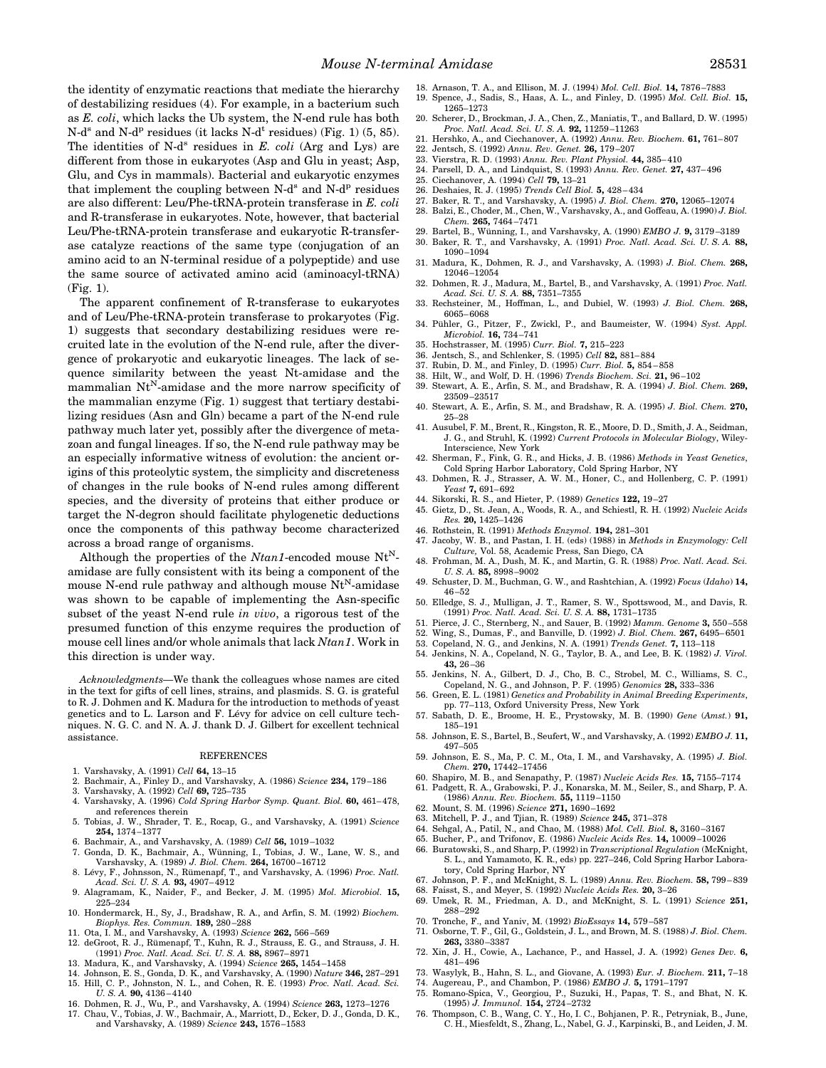the identity of enzymatic reactions that mediate the hierarchy of destabilizing residues (4). For example, in a bacterium such as *E. coli*, which lacks the Ub system, the N-end rule has both N-$d^s$ and N-$d^p$ residues (it lacks N-$d^t$ residues) (Fig. 1) (5, 85). The identities of N-$d^s$ residues in *E. coli* (Arg and Lys) are different from those in eukaryotes (Asp and Glu in yeast; Asp, Glu, and Cys in mammals). Bacterial and eukaryotic enzymes that implement the coupling between N-$d^s$ and N-$d^p$ residues are also different: Leu/Phe-tRNA-protein transferase in *E. coli* and R-transferase in eukaryotes. Note, however, that bacterial Leu/Phe-tRNA-protein transferase and eukaryotic R-transferase catalyze reactions of the same type (conjugation of an amino acid to an N-terminal residue of a polypeptide) and use the same source of activated amino acid (aminoacyl-tRNA) (Fig. 1).

The apparent confinement of R-transferase to eukaryotes and of Leu/Phe-tRNA-protein transferase to prokaryotes (Fig. 1) suggests that secondary destabilizing residues were recruited late in the evolution of the N-end rule, after the divergence of prokaryotic and eukaryotic lineages. The lack of sequence similarity between the yeast Nt-amidase and the mammalian $Nt^N$-amidase and the more narrow specificity of the mammalian enzyme (Fig. 1) suggest that tertiary destabilizing residues (Asn and Gln) became a part of the N-end rule pathway much later yet, possibly after the divergence of metazoan and fungal lineages. If so, the N-end rule pathway may be an especially informative witness of evolution: the ancient origins of this proteolytic system, the simplicity and discreteness of changes in the rule books of N-end rules among different species, and the diversity of proteins that either produce or target the N-degron should facilitate phylogenetic deductions once the components of this pathway become characterized across a broad range of organisms.

Although the properties of the *Ntan1*-encoded mouse $Nt^N$-amidase are fully consistent with its being a component of the mouse N-end rule pathway and although mouse $Nt^N$-amidase was shown to be capable of implementing the Asn-specific subset of the yeast N-end rule *in vivo*, a rigorous test of the presumed function of this enzyme requires the production of mouse cell lines and/or whole animals that lack *Ntan1*. Work in this direction is under way.

*Acknowledgments*—We thank the colleagues whose names are cited in the text for gifts of cell lines, strains, and plasmids. S. G. is grateful to R. J. Dohmen and K. Madura for the introduction to methods of yeast genetics and to L. Larson and F. Lévy for advice on cell culture techniques. N. G. C. and N. A. J. thank D. J. Gilbert for excellent technical assistance.

## REFERENCES

1. Varshavsky, A. (1991) *Cell* **64,** 13–15
2. Bachmair, A., Finley, D., and Varshavsky, A. (1986) *Science* **234,** 179–186
3. Varshavsky, A. (1992) *Cell* **69,** 725–735
4. Varshavsky, A. (1996) *Cold Spring Harbor Symp. Quant. Biol.* **60,** 461–478, and references therein
5. Tobias, J. W., Shrader, T. E., Rocap, G., and Varshavsky, A. (1991) *Science* **254,** 1374–1377
6. Bachmair, A., and Varshavsky, A. (1989) *Cell* **56,** 1019–1032
7. Gonda, D. K., Bachmair, A., Wünning, I., Tobias, J. W., Lane, W. S., and Varshavsky, A. (1989) *J. Biol. Chem.* **264,** 16700–16712
8. Lévy, F., Johnsson, N., Rümenapf, T., and Varshavsky, A. (1996) *Proc. Natl. Acad. Sci. U. S. A.* **93,** 4907–4912
9. Alagramam, K., Naider, F., and Becker, J. M. (1995) *Mol. Microbiol.* **15,** 225–234
10. Hondermarck, H., Sy, J., Bradshaw, R. A., and Arfin, S. M. (1992) *Biochem. Biophys. Res. Commun.* **189,** 280–288
11. Ota, I. M., and Varshavsky, A. (1993) *Science* **262,** 566–569
12. deGroot, R. J., Rümenapf, T., Kuhn, R. J., Strauss, E. G., and Strauss, J. H. (1991) *Proc. Natl. Acad. Sci. U. S. A.* **88,** 8967–8971
13. Madura, K., and Varshavsky, A. (1994) *Science* **265,** 1454–1458
14. Johnson, E. S., Gonda, D. K., and Varshavsky, A. (1990) *Nature* **346,** 287–291
15. Hill, C. P., Johnston, N. L., and Cohen, R. E. (1993) *Proc. Natl. Acad. Sci. U. S. A.* **90,** 4136–4140
16. Dohmen, R. J., Wu, P., and Varshavsky, A. (1994) *Science* **263,** 1273–1276
17. Chau, V., Tobias, J. W., Bachmair, A., Marriott, D., Ecker, D. J., Gonda, D. K., and Varshavsky, A. (1989) *Science* **243,** 1576–1583
18. Arnason, T. A., and Ellison, M. J. (1994) *Mol. Cell. Biol.* **14,** 7876–7883
19. Spence, J., Sadis, S., Haas, A. L., and Finley, D. (1995) *Mol. Cell. Biol.* **15,** 1265–1273
20. Scherer, D., Brockman, J. A., Chen, Z., Maniatis, T., and Ballard, D. W. (1995) *Proc. Natl. Acad. Sci. U. S. A.* **92,** 11259–11263
21. Hershko, A., and Ciechanover, A. (1992) *Annu. Rev. Biochem.* **61,** 761–807
22. Jentsch, S. (1992) *Annu. Rev. Genet.* **26,** 179–207
23. Vierstra, R. D. (1993) *Annu. Rev. Plant Physiol.* **44,** 385–410
24. Parsell, D. A., and Lindquist, S. (1993) *Annu. Rev. Genet.* **27,** 437–496
25. Ciechanover, A. (1994) *Cell* **79,** 13–21
26. Deshaies, R. J. (1995) *Trends Cell Biol.* **5,** 428–434
27. Baker, R. T., and Varshavsky, A. (1995) *J. Biol. Chem.* **270,** 12065–12074
28. Balzi, E., Choder, M., Chen, W., Varshavsky, A., and Goffeau, A. (1990) *J. Biol. Chem.* **265,** 7464–7471
29. Bartel, B., Wünning, I., and Varshavsky, A. (1990) *EMBO J.* **9,** 3179–3189
30. Baker, R. T., and Varshavsky, A. (1991) *Proc. Natl. Acad. Sci. U. S. A.* **88,** 1090–1094
31. Madura, K., Dohmen, R. J., and Varshavsky, A. (1993) *J. Biol. Chem.* **268,** 12046–12054
32. Dohmen, R. J., Madura, M., Bartel, B., and Varshavsky, A. (1991) *Proc. Natl. Acad. Sci. U. S. A.* **88,** 7351–7355
33. Rechsteiner, M., Hoffman, L., and Dubiel, W. (1993) *J. Biol. Chem.* **268,** 6065–6068
34. Pühler, G., Pitzer, F., Zwickl, P., and Baumeister, W. (1994) *Syst. Appl. Microbiol.* **16,** 734–741
35. Hochstrasser, M. (1995) *Curr. Biol.* **7,** 215–223
36. Jentsch, S., and Schlenker, S. (1995) *Cell* **82,** 881–884
37. Rubin, D. M., and Finley, D. (1995) *Curr. Biol.* **5,** 854–858
38. Hilt, W., and Wolf, D. H. (1996) *Trends Biochem. Sci.* **21,** 96–102
39. Stewart, A. E., Arfin, S. M., and Bradshaw, R. A. (1994) *J. Biol. Chem.* **269,** 23509–23517
40. Stewart, A. E., Arfin, S. M., and Bradshaw, R. A. (1995) *J. Biol. Chem.* **270,** 25–28
41. Ausubel, F. M., Brent, R., Kingston, R. E., Moore, D. D., Smith, J. A., Seidman, J. G., and Struhl, K. (1992) *Current Protocols in Molecular Biology*, Wiley-Interscience, New York
42. Sherman, F., Fink, G. R., and Hicks, J. B. (1986) *Methods in Yeast Genetics*, Cold Spring Harbor Laboratory, Cold Spring Harbor, NY
43. Dohmen, R. J., Strasser, A. W. M., Honer, C., and Hollenberg, C. P. (1991) *Yeast* **7,** 691–692
44. Sikorski, R. S., and Hieter, P. (1989) *Genetics* **122,** 19–27
45. Gietz, D., St. Jean, A., Woods, R. A., and Schiestl, R. H. (1992) *Nucleic Acids Res.* **20,** 1425–1426
46. Rothstein, R. (1991) *Methods Enzymol.* **194,** 281–301
47. Jacoby, W. B., and Pastan, I. H. (eds) (1988) in *Methods in Enzymology: Cell Culture*, Vol. 58, Academic Press, San Diego, CA
48. Frohman, M. A., Dush, M. K., and Martin, G. R. (1988) *Proc. Natl. Acad. Sci. U. S. A.* **85,** 8998–9002
49. Schuster, D. M., Buchman, G. W., and Rashtchian, A. (1992) *Focus (Idaho)* **14,** 46–52
50. Elledge, S. J., Mulligan, J. T., Ramer, S. W., Spottswood, M., and Davis, R. (1991) *Proc. Natl. Acad. Sci. U. S. A.* **88,** 1731–1735
51. Pierce, J. C., Sternberg, N., and Sauer, B. (1992) *Mamm. Genome* **3,** 550–558
52. Wing, S., Dumas, F., and Banville, D. (1992) *J. Biol. Chem.* **267,** 6495–6501
53. Copeland, N. G., and Jenkins, N. A. (1991) *Trends Genet.* **7,** 113–118
54. Jenkins, N. A., Copeland, N. G., Taylor, B. A., and Lee, B. K. (1982) *J. Virol.* **43,** 26–36
55. Jenkins, N. A., Gilbert, D. J., Cho, B. C., Strobel, M. C., Williams, S. C., Copeland, N. G., and Johnson, P. F. (1995) *Genomics* **28,** 333–336
56. Green, E. L. (1981) *Genetics and Probability in Animal Breeding Experiments*, pp. 77–113, Oxford University Press, New York
57. Sabath, D. E., Broome, H. E., Prystowsky, M. B. (1990) *Gene (Amst.)* **91,** 185–191
58. Johnson, E. S., Bartel, B., Seufert, W., and Varshavsky, A. (1992) *EMBO J.* **11,** 497–505
59. Johnson, E. S., Ma, P. C. M., Ota, I. M., and Varshavsky, A. (1995) *J. Biol. Chem.* **270,** 17442–17456
60. Shapiro, M. B., and Senapathy, P. (1987) *Nucleic Acids Res.* **15,** 7155–7174
61. Padgett, R. A., Grabowski, P. J., Konarska, M. M., Seiler, S., and Sharp, P. A. (1986) *Annu. Rev. Biochem.* **55,** 1119–1150
62. Mount, S. M. (1996) *Science* **271,** 1690–1692
63. Mitchell, P. J., and Tjian, R. (1989) *Science* **245,** 371–378
64. Sehgal, A., Patil, N., and Chao, M. (1988) *Mol. Cell. Biol.* **8,** 3160–3167
65. Bucher, P., and Trifonov, E. (1986) *Nucleic Acids Res.* **14,** 10009–10026
66. Buratowski, S., and Sharp, P. (1992) in *Transcriptional Regulation* (McKnight, S. L., and Yamamoto, K. R., eds) pp. 227–246, Cold Spring Harbor Laboratory, Cold Spring Harbor, NY
67. Johnson, P. F., and McKnight, S. L. (1989) *Annu. Rev. Biochem.* **58,** 799–839
68. Faisst, S., and Meyer, S. (1992) *Nucleic Acids Res.* **20,** 3–26
69. Umek, R. M., Friedman, A. D., and McKnight, S. L. (1991) *Science* **251,** 288–292
70. Tronche, F., and Yaniv, M. (1992) *BioEssays* **14,** 579–587
71. Osborne, T. F., Gil, G., Goldstein, J. L., and Brown, M. S. (1988) *J. Biol. Chem.* **263,** 3380–3387
72. Xin, J. H., Cowie, A., Lachance, P., and Hassel, J. A. (1992) *Genes Dev.* **6,** 481–496
73. Wasylyk, B., Hahn, S. L., and Giovane, A. (1993) *Eur. J. Biochem.* **211,** 7–18
74. Augereau, P., and Chambon, P. (1986) *EMBO J.* **5,** 1791–1797
75. Romano-Spica, V., Georgiou, P., Suzuki, H., Papas, T. S., and Bhat, N. K. (1995) *J. Immunol.* **154,** 2724–2732
76. Thompson, C. B., Wang, C. Y., Ho, I. C., Bohjanen, P. R., Petryniak, B., June, C. H., Miesfeldt, S., Zhang, L., Nabel, G. J., Karpinski, B., and Leiden, J. M.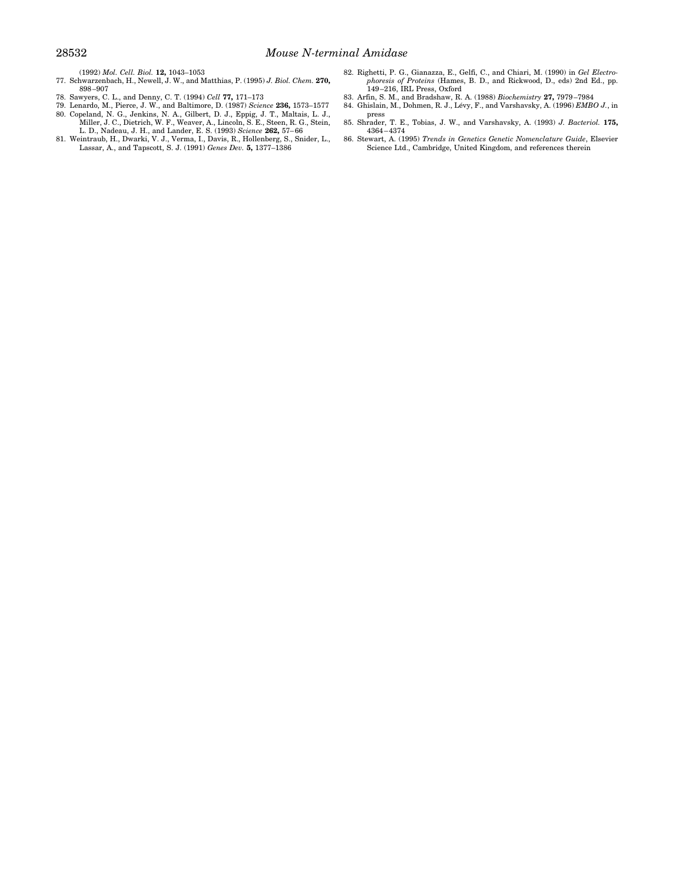(1992) *Mol. Cell. Biol.* **12,** 1043–1053

77. Schwarzenbach, H., Newell, J. W., and Matthias, P. (1995) *J. Biol. Chem.* **270,** 898–907
78. Sawyers, C. L., and Denny, C. T. (1994) *Cell* **77,** 171–173
79. Lenardo, M., Pierce, J. W., and Baltimore, D. (1987) *Science* **236,** 1573–1577
80. Copeland, N. G., Jenkins, N. A., Gilbert, D. J., Eppig, J. T., Maltais, L. J., Miller, J. C., Dietrich, W. F., Weaver, A., Lincoln, S. E., Steen, R. G., Stein, L. D., Nadeau, J. H., and Lander, E. S. (1993) *Science* **262,** 57–66
81. Weintraub, H., Dwarki, V. J., Verma, I., Davis, R., Hollenberg, S., Snider, L., Lassar, A., and Tapscott, S. J. (1991) *Genes Dev.* **5,** 1377–1386
82. Righetti, P. G., Gianazza, E., Gelfi, C., and Chiari, M. (1990) in *Gel Electrophoresis of Proteins* (Hames, B. D., and Rickwood, D., eds) 2nd Ed., pp. 149–216, IRL Press, Oxford
83. Arfin, S. M., and Bradshaw, R. A. (1988) *Biochemistry* **27,** 7979–7984
84. Ghislain, M., Dohmen, R. J., Lévy, F., and Varshavsky, A. (1996) *EMBO J.*, in press
85. Shrader, T. E., Tobias, J. W., and Varshavsky, A. (1993) *J. Bacteriol.* **175,** 4364–4374
86. Stewart, A. (1995) *Trends in Genetics Genetic Nomenclature Guide*, Elsevier Science Ltd., Cambridge, United Kingdom, and references therein